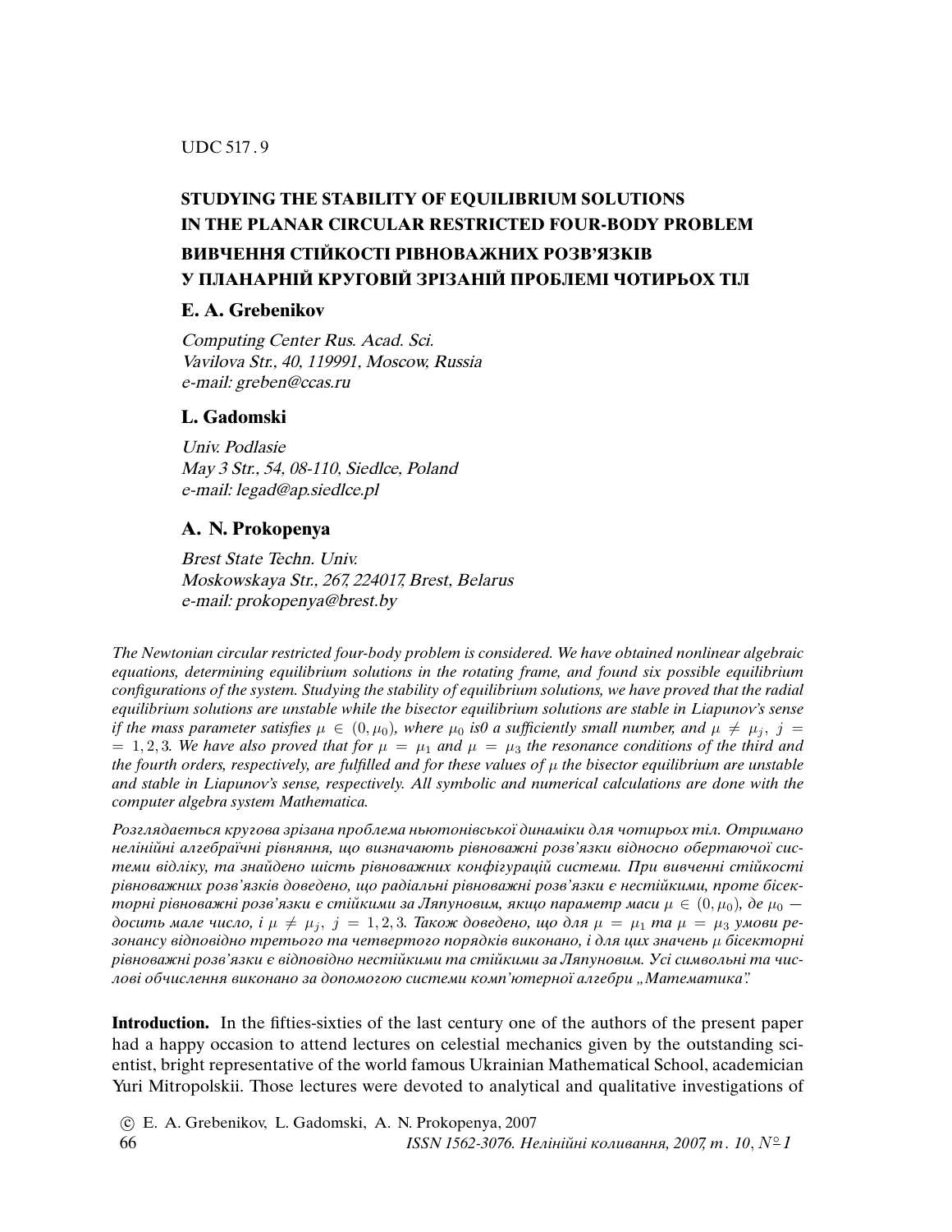UDC 517.9

# STUDYING THE STABILITY OF EQUILIBRIUM SOLUTIONS IN THE PLANAR CIRCULAR RESTRICTED FOUR-BODY PROBLEM

# ВИВЧЕННЯ СТІЙКОСТІ РІВНОВАЖНИХ РОЗВ'ЯЗКІВ У ПЛАНАРНІЙ КРУГОВІЙ ЗРІЗАНІЙ ПРОБЛЕМІ ЧОТИРЬОХ ТІЛ

### E. A. Grebenikov

*Computing Center Rus. Acad. Sci.*
*Vavilova Str., 40, 119991, Moscow, Russia*
*e-mail: greben@ccas.ru*

### L. Gadomski

*Univ. Podlasie*
*May 3 Str., 54, 08-110, Siedlce, Poland*
*e-mail: legad@ap.siedlce.pl*

### A. N. Prokopenya

*Brest State Techn. Univ.*
*Moskowskaya Str., 267, 224017, Brest, Belarus*
*e-mail: prokopenya@brest.by*

*The Newtonian circular restricted four-body problem is considered. We have obtained nonlinear algebraic equations, determining equilibrium solutions in the rotating frame, and found six possible equilibrium configurations of the system. Studying the stability of equilibrium solutions, we have proved that the radial equilibrium solutions are unstable while the bisector equilibrium solutions are stable in Liapunov's sense if the mass parameter satisfies $\mu \in (0, \mu_0)$, where $\mu_0$ is0 a sufficiently small number, and $\mu \neq \mu_j,\ j = 1, 2, 3$. We have also proved that for $\mu = \mu_1$ and $\mu = \mu_3$ the resonance conditions of the third and the fourth orders, respectively, are fulfilled and for these values of $\mu$ the bisector equilibrium are unstable and stable in Liapunov's sense, respectively. All symbolic and numerical calculations are done with the computer algebra system Mathematica.*

*Розглядається кругова зрізана проблема ньютонівської динаміки для чотирьох тіл. Отримано нелінійні алгебраїчні рівняння, що визначають рівноважні розв'язки відносно обертаючої системи відліку, та знайдено шість рівноважних конфігурацій системи. При вивченні стійкості рівноважних розв'язків доведено, що радіальні рівноважні розв'язки є нестійкими, проте бісекторні рівноважні розв'язки є стійкими за Ляпуновим, якщо параметр маси $\mu \in (0, \mu_0)$, де $\mu_0$ — досить мале число, і $\mu \neq \mu_j,\ j = 1, 2, 3$. Також доведено, що для $\mu = \mu_1$ та $\mu = \mu_3$ умови резонансу відповідно третього та четвертого порядків виконано, і для цих значень $\mu$ бісекторні рівноважні розв'язки є відповідно нестійкими та стійкими за Ляпуновим. Усі символьні та числові обчислення виконано за допомогою системи комп'ютерної алгебри „Математика".*

**Introduction.** In the fifties-sixties of the last century one of the authors of the present paper had a happy occasion to attend lectures on celestial mechanics given by the outstanding scientist, bright representative of the world famous Ukrainian Mathematical School, academician Yuri Mitropolskii. Those lectures were devoted to analytical and qualitative investigations of

© E. A. Grebenikov, L. Gadomski, A. N. Prokopenya, 2007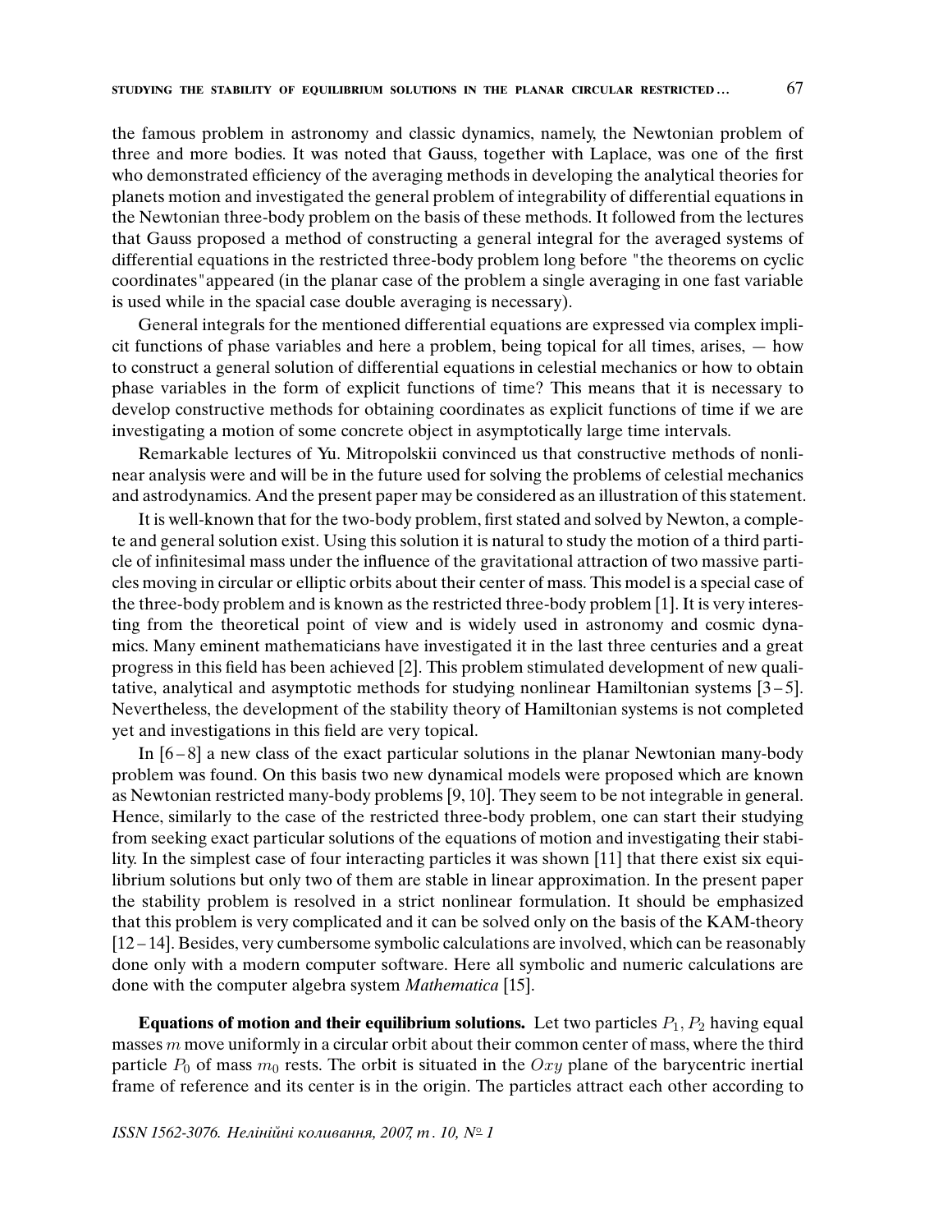the famous problem in astronomy and classic dynamics, namely, the Newtonian problem of three and more bodies. It was noted that Gauss, together with Laplace, was one of the first who demonstrated efficiency of the averaging methods in developing the analytical theories for planets motion and investigated the general problem of integrability of differential equations in the Newtonian three-body problem on the basis of these methods. It followed from the lectures that Gauss proposed a method of constructing a general integral for the averaged systems of differential equations in the restricted three-body problem long before "the theorems on cyclic coordinates"appeared (in the planar case of the problem a single averaging in one fast variable is used while in the spacial case double averaging is necessary).

General integrals for the mentioned differential equations are expressed via complex implicit functions of phase variables and here a problem, being topical for all times, arises, — how to construct a general solution of differential equations in celestial mechanics or how to obtain phase variables in the form of explicit functions of time? This means that it is necessary to develop constructive methods for obtaining coordinates as explicit functions of time if we are investigating a motion of some concrete object in asymptotically large time intervals.

Remarkable lectures of Yu. Mitropolskii convinced us that constructive methods of nonlinear analysis were and will be in the future used for solving the problems of celestial mechanics and astrodynamics. And the present paper may be considered as an illustration of this statement.

It is well-known that for the two-body problem, first stated and solved by Newton, a complete and general solution exist. Using this solution it is natural to study the motion of a third particle of infinitesimal mass under the influence of the gravitational attraction of two massive particles moving in circular or elliptic orbits about their center of mass. This model is a special case of the three-body problem and is known as the restricted three-body problem [1]. It is very interesting from the theoretical point of view and is widely used in astronomy and cosmic dynamics. Many eminent mathematicians have investigated it in the last three centuries and a great progress in this field has been achieved [2]. This problem stimulated development of new qualitative, analytical and asymptotic methods for studying nonlinear Hamiltonian systems [3 – 5]. Nevertheless, the development of the stability theory of Hamiltonian systems is not completed yet and investigations in this field are very topical.

In [6 – 8] a new class of the exact particular solutions in the planar Newtonian many-body problem was found. On this basis two new dynamical models were proposed which are known as Newtonian restricted many-body problems [9, 10]. They seem to be not integrable in general. Hence, similarly to the case of the restricted three-body problem, one can start their studying from seeking exact particular solutions of the equations of motion and investigating their stability. In the simplest case of four interacting particles it was shown [11] that there exist six equilibrium solutions but only two of them are stable in linear approximation. In the present paper the stability problem is resolved in a strict nonlinear formulation. It should be emphasized that this problem is very complicated and it can be solved only on the basis of the KAM-theory [12 – 14]. Besides, very cumbersome symbolic calculations are involved, which can be reasonably done only with a modern computer software. Here all symbolic and numeric calculations are done with the computer algebra system *Mathematica* [15].

**Equations of motion and their equilibrium solutions.** Let two particles $P_1, P_2$ having equal masses $m$ move uniformly in a circular orbit about their common center of mass, where the third particle $P_0$ of mass $m_0$ rests. The orbit is situated in the $Oxy$ plane of the barycentric inertial frame of reference and its center is in the origin. The particles attract each other according to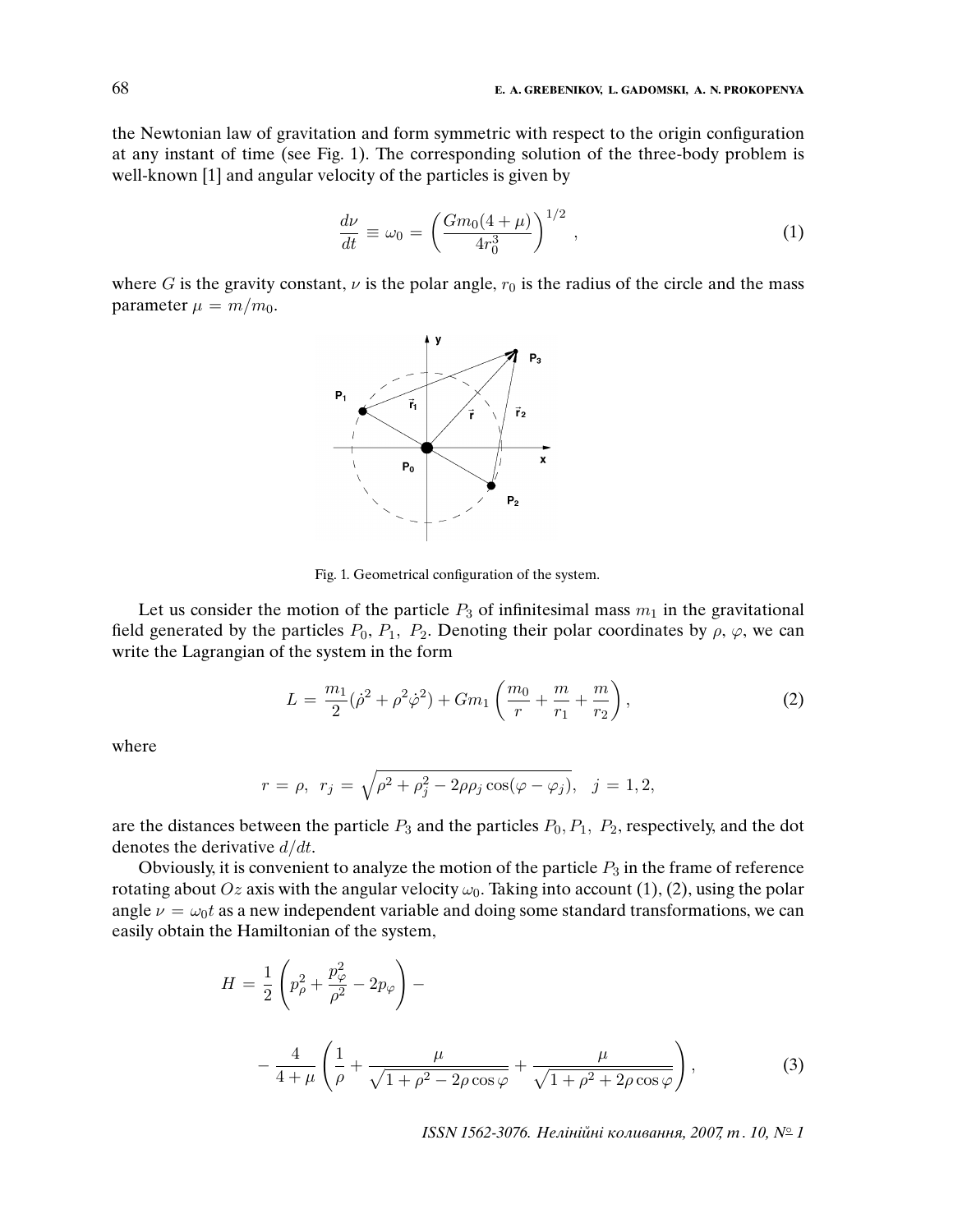the Newtonian law of gravitation and form symmetric with respect to the origin configuration at any instant of time (see Fig. 1). The corresponding solution of the three-body problem is well-known [1] and angular velocity of the particles is given by

$$\frac{d\nu}{dt} \equiv \omega_0 = \left(\frac{Gm_0(4+\mu)}{4r_0^3}\right)^{1/2}, \tag{1}$$

where $G$ is the gravity constant, $\nu$ is the polar angle, $r_0$ is the radius of the circle and the mass parameter $\mu = m/m_0$.

Fig. 1. Geometrical configuration of the system.

Let us consider the motion of the particle $P_3$ of infinitesimal mass $m_1$ in the gravitational field generated by the particles $P_0$, $P_1$, $P_2$. Denoting their polar coordinates by $\rho$, $\varphi$, we can write the Lagrangian of the system in the form

$$L = \frac{m_1}{2}(\dot{\rho}^2 + \rho^2\dot{\varphi}^2) + Gm_1\left(\frac{m_0}{r} + \frac{m}{r_1} + \frac{m}{r_2}\right), \tag{2}$$

where

$$r = \rho, \;\; r_j = \sqrt{\rho^2 + \rho_j^2 - 2\rho\rho_j\cos(\varphi - \varphi_j)}, \quad j = 1, 2,$$

are the distances between the particle $P_3$ and the particles $P_0, P_1, P_2$, respectively, and the dot denotes the derivative $d/dt$.

Obviously, it is convenient to analyze the motion of the particle $P_3$ in the frame of reference rotating about $Oz$ axis with the angular velocity $\omega_0$. Taking into account (1), (2), using the polar angle $\nu = \omega_0 t$ as a new independent variable and doing some standard transformations, we can easily obtain the Hamiltonian of the system,

$$H = \frac{1}{2}\left(p_\rho^2 + \frac{p_\varphi^2}{\rho^2} - 2p_\varphi\right) -$$

$$- \frac{4}{4+\mu}\left(\frac{1}{\rho} + \frac{\mu}{\sqrt{1+\rho^2-2\rho\cos\varphi}} + \frac{\mu}{\sqrt{1+\rho^2+2\rho\cos\varphi}}\right), \tag{3}$$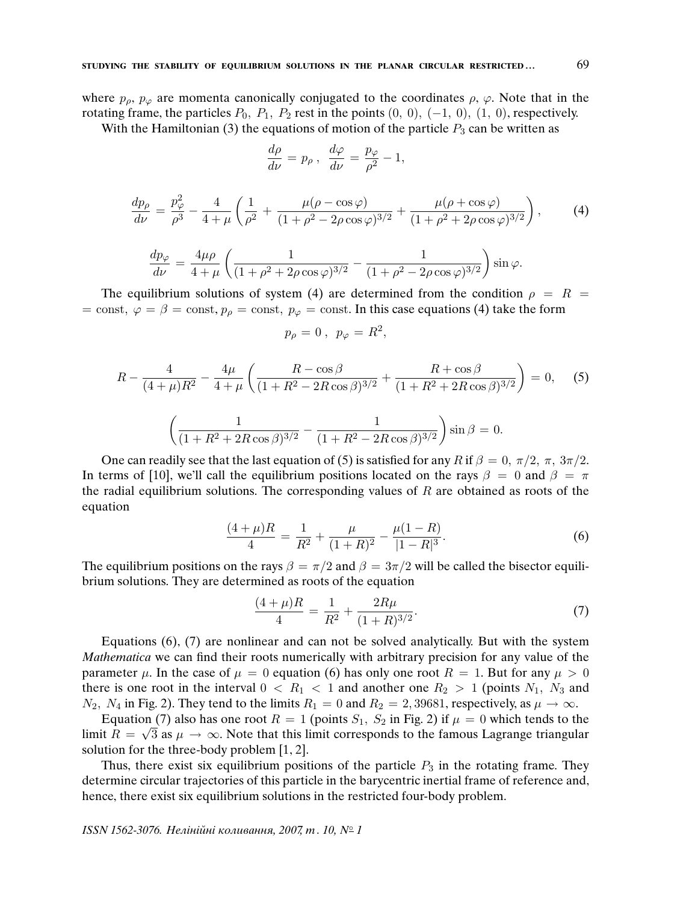where $p_\rho$, $p_\varphi$ are momenta canonically conjugated to the coordinates $\rho$, $\varphi$. Note that in the rotating frame, the particles $P_0$, $P_1$, $P_2$ rest in the points $(0,\, 0)$, $(-1,\, 0)$, $(1,\, 0)$, respectively.

With the Hamiltonian (3) the equations of motion of the particle $P_3$ can be written as

$$\frac{d\rho}{d\nu} = p_\rho\,, \quad \frac{d\varphi}{d\nu} = \frac{p_\varphi}{\rho^2} - 1,$$

$$\frac{dp_\rho}{d\nu} = \frac{p_\varphi^2}{\rho^3} - \frac{4}{4+\mu}\left(\frac{1}{\rho^2} + \frac{\mu(\rho - \cos\varphi)}{(1+\rho^2 - 2\rho\cos\varphi)^{3/2}} + \frac{\mu(\rho + \cos\varphi)}{(1+\rho^2 + 2\rho\cos\varphi)^{3/2}}\right), \tag{4}$$

$$\frac{dp_\varphi}{d\nu} = \frac{4\mu\rho}{4+\mu}\left(\frac{1}{(1+\rho^2 + 2\rho\cos\varphi)^{3/2}} - \frac{1}{(1+\rho^2 - 2\rho\cos\varphi)^{3/2}}\right)\sin\varphi.$$

The equilibrium solutions of system (4) are determined from the condition $\rho = R = \mathrm{const}$, $\varphi = \beta = \mathrm{const}$, $p_\rho = \mathrm{const}$, $p_\varphi = \mathrm{const}$. In this case equations (4) take the form

$$p_\rho = 0\,, \quad p_\varphi = R^2,$$

$$R - \frac{4}{(4+\mu)R^2} - \frac{4\mu}{4+\mu}\left(\frac{R - \cos\beta}{(1+R^2 - 2R\cos\beta)^{3/2}} + \frac{R + \cos\beta}{(1+R^2 + 2R\cos\beta)^{3/2}}\right) = 0, \tag{5}$$

$$\left(\frac{1}{(1+R^2 + 2R\cos\beta)^{3/2}} - \frac{1}{(1+R^2 - 2R\cos\beta)^{3/2}}\right)\sin\beta = 0.$$

One can readily see that the last equation of (5) is satisfied for any $R$ if $\beta = 0,\ \pi/2,\ \pi,\ 3\pi/2$. In terms of [10], we'll call the equilibrium positions located on the rays $\beta = 0$ and $\beta = \pi$ the radial equilibrium solutions. The corresponding values of $R$ are obtained as roots of the equation

$$\frac{(4+\mu)R}{4} = \frac{1}{R^2} + \frac{\mu}{(1+R)^2} - \frac{\mu(1-R)}{|1-R|^3}. \tag{6}$$

The equilibrium positions on the rays $\beta = \pi/2$ and $\beta = 3\pi/2$ will be called the bisector equilibrium solutions. They are determined as roots of the equation

$$\frac{(4+\mu)R}{4} = \frac{1}{R^2} + \frac{2R\mu}{(1+R)^{3/2}}. \tag{7}$$

Equations (6), (7) are nonlinear and can not be solved analytically. But with the system *Mathematica* we can find their roots numerically with arbitrary precision for any value of the parameter $\mu$. In the case of $\mu = 0$ equation (6) has only one root $R = 1$. But for any $\mu > 0$ there is one root in the interval $0 < R_1 < 1$ and another one $R_2 > 1$ (points $N_1$, $N_3$ and $N_2$, $N_4$ in Fig. 2). They tend to the limits $R_1 = 0$ and $R_2 = 2,39681$, respectively, as $\mu \to \infty$.

Equation (7) also has one root $R = 1$ (points $S_1$, $S_2$ in Fig. 2) if $\mu = 0$ which tends to the limit $R = \sqrt{3}$ as $\mu \to \infty$. Note that this limit corresponds to the famous Lagrange triangular solution for the three-body problem [1, 2].

Thus, there exist six equilibrium positions of the particle $P_3$ in the rotating frame. They determine circular trajectories of this particle in the barycentric inertial frame of reference and, hence, there exist six equilibrium solutions in the restricted four-body problem.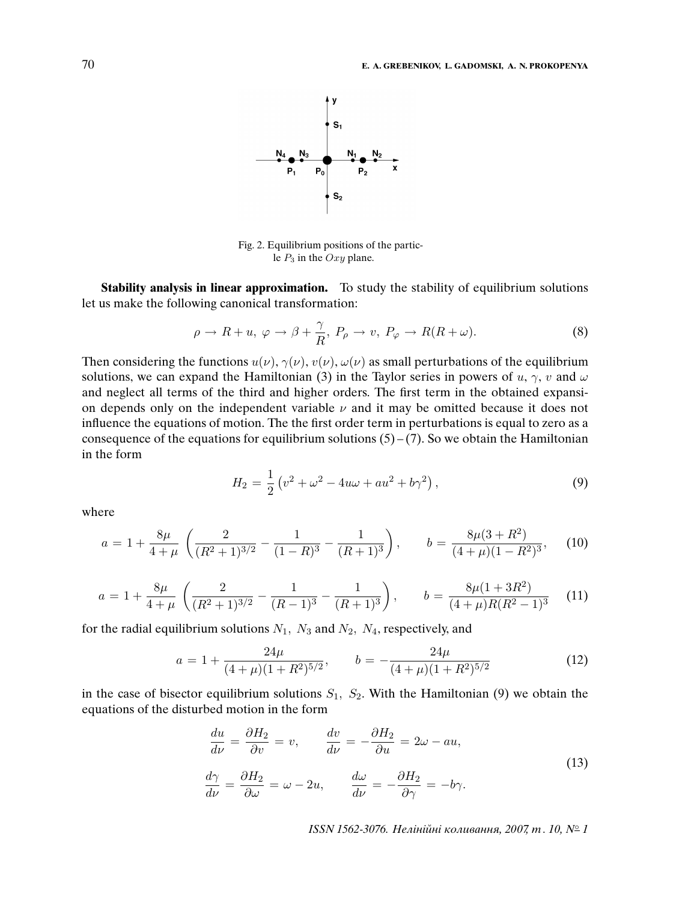Fig. 2. Equilibrium positions of the particle $P_3$ in the $Oxy$ plane.

**Stability analysis in linear approximation.** To study the stability of equilibrium solutions let us make the following canonical transformation:

$$\rho \to R + u,\ \varphi \to \beta + \frac{\gamma}{R},\ P_\rho \to v,\ P_\varphi \to R(R + \omega). \tag{8}$$

Then considering the functions $u(\nu)$, $\gamma(\nu)$, $v(\nu)$, $\omega(\nu)$ as small perturbations of the equilibrium solutions, we can expand the Hamiltonian (3) in the Taylor series in powers of $u$, $\gamma$, $v$ and $\omega$ and neglect all terms of the third and higher orders. The first term in the obtained expansion depends only on the independent variable $\nu$ and it may be omitted because it does not influence the equations of motion. The the first order term in perturbations is equal to zero as a consequence of the equations for equilibrium solutions (5) – (7). So we obtain the Hamiltonian in the form

$$H_2 = \frac{1}{2}\left(v^2 + \omega^2 - 4u\omega + au^2 + b\gamma^2\right), \tag{9}$$

where

$$a = 1 + \frac{8\mu}{4+\mu}\left(\frac{2}{(R^2+1)^{3/2}} - \frac{1}{(1-R)^3} - \frac{1}{(R+1)^3}\right), \qquad b = \frac{8\mu(3+R^2)}{(4+\mu)(1-R^2)^3}, \tag{10}$$

$$a = 1 + \frac{8\mu}{4+\mu}\left(\frac{2}{(R^2+1)^{3/2}} - \frac{1}{(R-1)^3} - \frac{1}{(R+1)^3}\right), \qquad b = \frac{8\mu(1+3R^2)}{(4+\mu)R(R^2-1)^3} \tag{11}$$

for the radial equilibrium solutions $N_1,\ N_3$ and $N_2,\ N_4$, respectively, and

$$a = 1 + \frac{24\mu}{(4+\mu)(1+R^2)^{5/2}}, \qquad b = -\frac{24\mu}{(4+\mu)(1+R^2)^{5/2}} \tag{12}$$

in the case of bisector equilibrium solutions $S_1,\ S_2$. With the Hamiltonian (9) we obtain the equations of the disturbed motion in the form

$$\begin{aligned}
\frac{du}{d\nu} &= \frac{\partial H_2}{\partial v} = v, \qquad & \frac{dv}{d\nu} &= -\frac{\partial H_2}{\partial u} = 2\omega - au, \\
\frac{d\gamma}{d\nu} &= \frac{\partial H_2}{\partial \omega} = \omega - 2u, \qquad & \frac{d\omega}{d\nu} &= -\frac{\partial H_2}{\partial \gamma} = -b\gamma.
\end{aligned} \tag{13}$$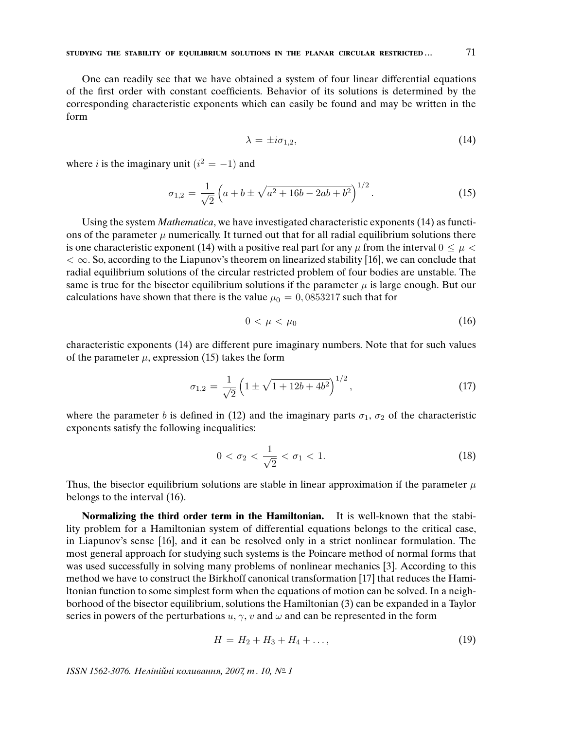One can readily see that we have obtained a system of four linear differential equations of the first order with constant coefficients. Behavior of its solutions is determined by the corresponding characteristic exponents which can easily be found and may be written in the form

$$\lambda = \pm i\sigma_{1,2}, \tag{14}$$

where $i$ is the imaginary unit ($i^2 = -1$) and

$$\sigma_{1,2} = \frac{1}{\sqrt{2}}\left(a + b \pm \sqrt{a^2 + 16b - 2ab + b^2}\right)^{1/2}. \tag{15}$$

Using the system *Mathematica*, we have investigated characteristic exponents (14) as functions of the parameter $\mu$ numerically. It turned out that for all radial equilibrium solutions there is one characteristic exponent (14) with a positive real part for any $\mu$ from the interval $0 \leq \mu < \infty$. So, according to the Liapunov's theorem on linearized stability [16], we can conclude that radial equilibrium solutions of the circular restricted problem of four bodies are unstable. The same is true for the bisector equilibrium solutions if the parameter $\mu$ is large enough. But our calculations have shown that there is the value $\mu_0 = 0,0853217$ such that for

$$0 < \mu < \mu_0 \tag{16}$$

characteristic exponents (14) are different pure imaginary numbers. Note that for such values of the parameter $\mu$, expression (15) takes the form

$$\sigma_{1,2} = \frac{1}{\sqrt{2}}\left(1 \pm \sqrt{1 + 12b + 4b^2}\right)^{1/2}, \tag{17}$$

where the parameter $b$ is defined in (12) and the imaginary parts $\sigma_1$, $\sigma_2$ of the characteristic exponents satisfy the following inequalities:

$$0 < \sigma_2 < \frac{1}{\sqrt{2}} < \sigma_1 < 1. \tag{18}$$

Thus, the bisector equilibrium solutions are stable in linear approximation if the parameter $\mu$ belongs to the interval (16).

**Normalizing the third order term in the Hamiltonian.** It is well-known that the stability problem for a Hamiltonian system of differential equations belongs to the critical case, in Liapunov's sense [16], and it can be resolved only in a strict nonlinear formulation. The most general approach for studying such systems is the Poincare method of normal forms that was used successfully in solving many problems of nonlinear mechanics [3]. According to this method we have to construct the Birkhoff canonical transformation [17] that reduces the Hamiltonian function to some simplest form when the equations of motion can be solved. In a neighborhood of the bisector equilibrium, solutions the Hamiltonian (3) can be expanded in a Taylor series in powers of the perturbations $u$, $\gamma$, $v$ and $\omega$ and can be represented in the form

$$H = H_2 + H_3 + H_4 + \ldots, \tag{19}$$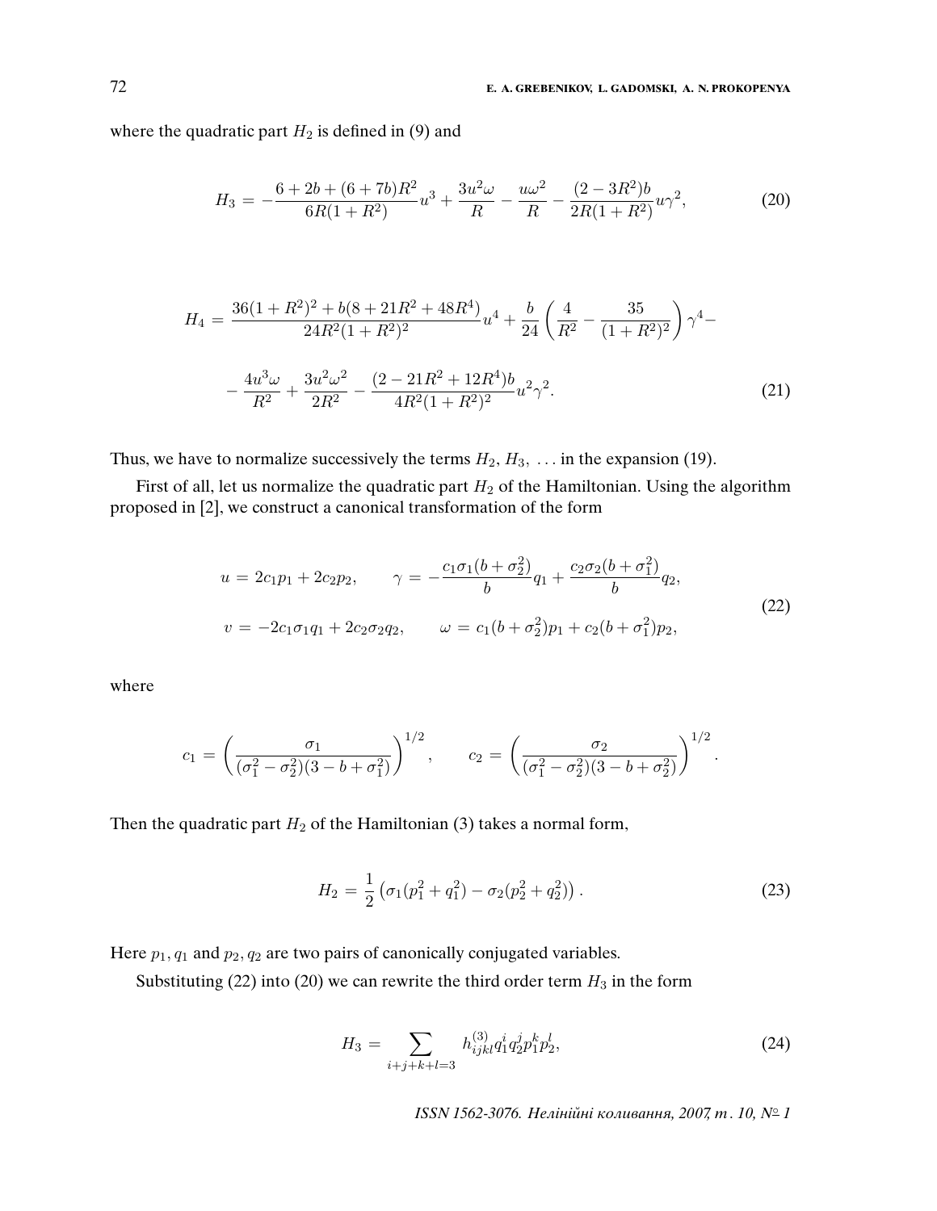where the quadratic part $H_2$ is defined in (9) and

$$
H_3 = -\frac{6 + 2b + (6 + 7b)R^2}{6R(1 + R^2)} u^3 + \frac{3u^2\omega}{R} - \frac{u\omega^2}{R} - \frac{(2 - 3R^2)b}{2R(1 + R^2)} u\gamma^2, \tag{20}
$$

$$
H_4 = \frac{36(1 + R^2)^2 + b(8 + 21R^2 + 48R^4)}{24R^2(1 + R^2)^2} u^4 + \frac{b}{24}\left(\frac{4}{R^2} - \frac{35}{(1 + R^2)^2}\right)\gamma^4 -
$$

$$
- \frac{4u^3\omega}{R^2} + \frac{3u^2\omega^2}{2R^2} - \frac{(2 - 21R^2 + 12R^4)b}{4R^2(1 + R^2)^2} u^2\gamma^2. \tag{21}
$$

Thus, we have to normalize successively the terms $H_2, H_3, \ldots$ in the expansion (19).

First of all, let us normalize the quadratic part $H_2$ of the Hamiltonian. Using the algorithm proposed in [2], we construct a canonical transformation of the form

$$
\begin{aligned}
u &= 2c_1 p_1 + 2c_2 p_2, \qquad \gamma = -\frac{c_1\sigma_1(b + \sigma_2^2)}{b} q_1 + \frac{c_2\sigma_2(b + \sigma_1^2)}{b} q_2, \\
v &= -2c_1\sigma_1 q_1 + 2c_2\sigma_2 q_2, \qquad \omega = c_1(b + \sigma_2^2) p_1 + c_2(b + \sigma_1^2) p_2,
\end{aligned} \tag{22}
$$

where

$$
c_1 = \left(\frac{\sigma_1}{(\sigma_1^2 - \sigma_2^2)(3 - b + \sigma_1^2)}\right)^{1/2}, \qquad c_2 = \left(\frac{\sigma_2}{(\sigma_1^2 - \sigma_2^2)(3 - b + \sigma_2^2)}\right)^{1/2}.
$$

Then the quadratic part $H_2$ of the Hamiltonian (3) takes a normal form,

$$
H_2 = \frac{1}{2}\left(\sigma_1(p_1^2 + q_1^2) - \sigma_2(p_2^2 + q_2^2)\right). \tag{23}
$$

Here $p_1, q_1$ and $p_2, q_2$ are two pairs of canonically conjugated variables.

Substituting (22) into (20) we can rewrite the third order term $H_3$ in the form

$$
H_3 = \sum_{i+j+k+l=3} h_{ijkl}^{(3)} q_1^i q_2^j p_1^k p_2^l, \tag{24}
$$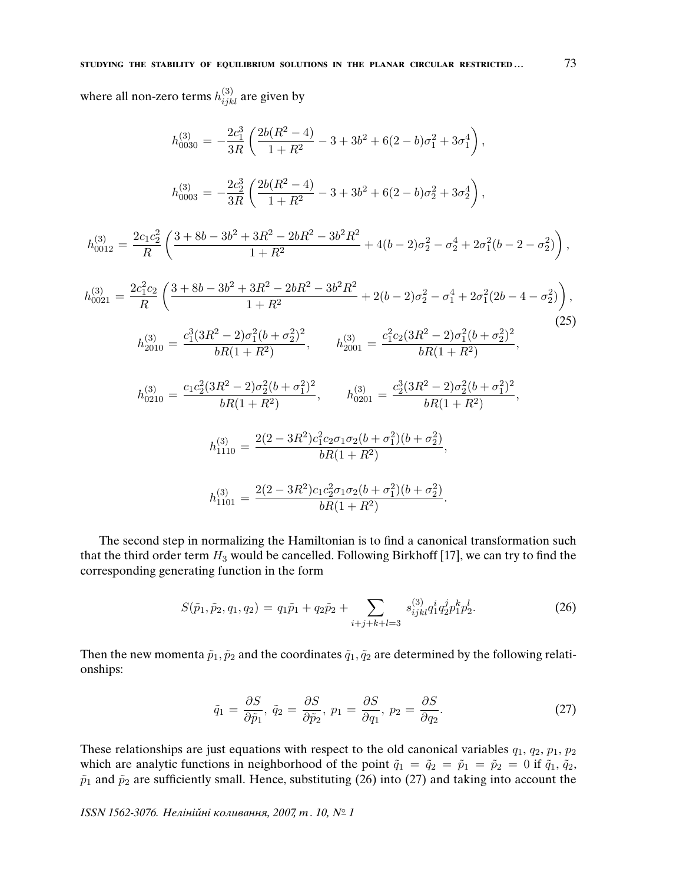where all non-zero terms $h^{(3)}_{ijkl}$ are given by

$$h^{(3)}_{0030} = -\frac{2c_1^3}{3R}\left(\frac{2b(R^2-4)}{1+R^2} - 3 + 3b^2 + 6(2-b)\sigma_1^2 + 3\sigma_1^4\right),$$

$$h^{(3)}_{0003} = -\frac{2c_2^3}{3R}\left(\frac{2b(R^2-4)}{1+R^2} - 3 + 3b^2 + 6(2-b)\sigma_2^2 + 3\sigma_2^4\right),$$

$$h^{(3)}_{0012} = \frac{2c_1c_2^2}{R}\left(\frac{3+8b-3b^2+3R^2-2bR^2-3b^2R^2}{1+R^2} + 4(b-2)\sigma_2^2 - \sigma_2^4 + 2\sigma_1^2(b-2-\sigma_2^2)\right),$$

$$h^{(3)}_{0021} = \frac{2c_1^2c_2}{R}\left(\frac{3+8b-3b^2+3R^2-2bR^2-3b^2R^2}{1+R^2} + 2(b-2)\sigma_2^2 - \sigma_1^4 + 2\sigma_1^2(2b-4-\sigma_2^2)\right),$$

$$h^{(3)}_{2010} = \frac{c_1^3(3R^2-2)\sigma_1^2(b+\sigma_2^2)^2}{bR(1+R^2)}, \qquad h^{(3)}_{2001} = \frac{c_1^2c_2(3R^2-2)\sigma_1^2(b+\sigma_2^2)^2}{bR(1+R^2)},$$

$$h^{(3)}_{0210} = \frac{c_1c_2^2(3R^2-2)\sigma_2^2(b+\sigma_1^2)^2}{bR(1+R^2)}, \qquad h^{(3)}_{0201} = \frac{c_2^3(3R^2-2)\sigma_2^2(b+\sigma_1^2)^2}{bR(1+R^2)},$$

$$h^{(3)}_{1110} = \frac{2(2-3R^2)c_1^2c_2\sigma_1\sigma_2(b+\sigma_1^2)(b+\sigma_2^2)}{bR(1+R^2)},$$

$$h^{(3)}_{1101} = \frac{2(2-3R^2)c_1c_2^2\sigma_1\sigma_2(b+\sigma_1^2)(b+\sigma_2^2)}{bR(1+R^2)}. \tag{25}$$

The second step in normalizing the Hamiltonian is to find a canonical transformation such that the third order term $H_3$ would be cancelled. Following Birkhoff [17], we can try to find the corresponding generating function in the form

$$S(\tilde{p}_1, \tilde{p}_2, q_1, q_2) = q_1\tilde{p}_1 + q_2\tilde{p}_2 + \sum_{i+j+k+l=3} s^{(3)}_{ijkl} q_1^i q_2^j p_1^k p_2^l. \tag{26}$$

Then the new momenta $\tilde{p}_1, \tilde{p}_2$ and the coordinates $\tilde{q}_1, \tilde{q}_2$ are determined by the following relationships:

$$\tilde{q}_1 = \frac{\partial S}{\partial \tilde{p}_1},\ \tilde{q}_2 = \frac{\partial S}{\partial \tilde{p}_2},\ p_1 = \frac{\partial S}{\partial q_1},\ p_2 = \frac{\partial S}{\partial q_2}. \tag{27}$$

These relationships are just equations with respect to the old canonical variables $q_1$, $q_2$, $p_1$, $p_2$ which are analytic functions in neighborhood of the point $\tilde{q}_1 = \tilde{q}_2 = \tilde{p}_1 = \tilde{p}_2 = 0$ if $\tilde{q}_1$, $\tilde{q}_2$, $\tilde{p}_1$ and $\tilde{p}_2$ are sufficiently small. Hence, substituting (26) into (27) and taking into account the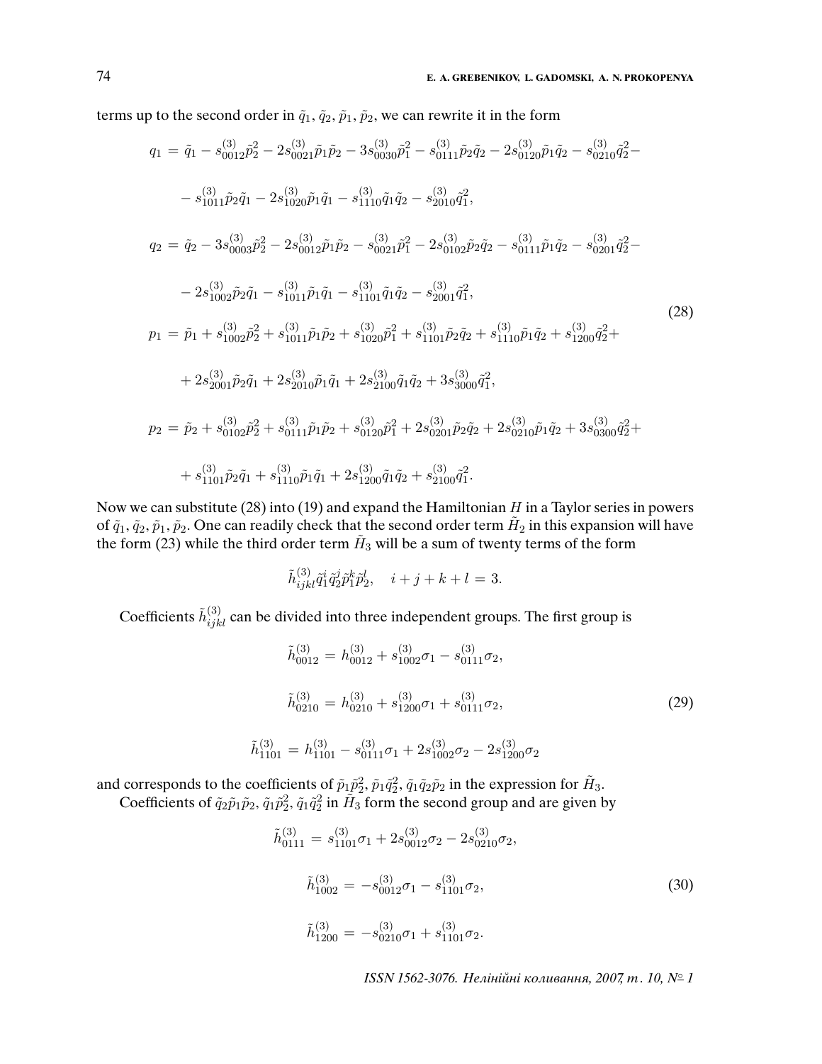terms up to the second order in $\tilde{q}_1, \tilde{q}_2, \tilde{p}_1, \tilde{p}_2$, we can rewrite it in the form

$$
\begin{aligned}
q_1 &= \tilde{q}_1 - s^{(3)}_{0012}\tilde{p}_2^2 - 2s^{(3)}_{0021}\tilde{p}_1\tilde{p}_2 - 3s^{(3)}_{0030}\tilde{p}_1^2 - s^{(3)}_{0111}\tilde{p}_2\tilde{q}_2 - 2s^{(3)}_{0120}\tilde{p}_1\tilde{q}_2 - s^{(3)}_{0210}\tilde{q}_2^2 - \\
&- s^{(3)}_{1011}\tilde{p}_2\tilde{q}_1 - 2s^{(3)}_{1020}\tilde{p}_1\tilde{q}_1 - s^{(3)}_{1110}\tilde{q}_1\tilde{q}_2 - s^{(3)}_{2010}\tilde{q}_1^2, \\
q_2 &= \tilde{q}_2 - 3s^{(3)}_{0003}\tilde{p}_2^2 - 2s^{(3)}_{0012}\tilde{p}_1\tilde{p}_2 - s^{(3)}_{0021}\tilde{p}_1^2 - 2s^{(3)}_{0102}\tilde{p}_2\tilde{q}_2 - s^{(3)}_{0111}\tilde{p}_1\tilde{q}_2 - s^{(3)}_{0201}\tilde{q}_2^2 - \\
&- 2s^{(3)}_{1002}\tilde{p}_2\tilde{q}_1 - s^{(3)}_{1011}\tilde{p}_1\tilde{q}_1 - s^{(3)}_{1101}\tilde{q}_1\tilde{q}_2 - s^{(3)}_{2001}\tilde{q}_1^2, \\
p_1 &= \tilde{p}_1 + s^{(3)}_{1002}\tilde{p}_2^2 + s^{(3)}_{1011}\tilde{p}_1\tilde{p}_2 + s^{(3)}_{1020}\tilde{p}_1^2 + s^{(3)}_{1101}\tilde{p}_2\tilde{q}_2 + s^{(3)}_{1110}\tilde{p}_1\tilde{q}_2 + s^{(3)}_{1200}\tilde{q}_2^2 + \\
&+ 2s^{(3)}_{2001}\tilde{p}_2\tilde{q}_1 + 2s^{(3)}_{2010}\tilde{p}_1\tilde{q}_1 + 2s^{(3)}_{2100}\tilde{q}_1\tilde{q}_2 + 3s^{(3)}_{3000}\tilde{q}_1^2, \\
p_2 &= \tilde{p}_2 + s^{(3)}_{0102}\tilde{p}_2^2 + s^{(3)}_{0111}\tilde{p}_1\tilde{p}_2 + s^{(3)}_{0120}\tilde{p}_1^2 + 2s^{(3)}_{0201}\tilde{p}_2\tilde{q}_2 + 2s^{(3)}_{0210}\tilde{p}_1\tilde{q}_2 + 3s^{(3)}_{0300}\tilde{q}_2^2 + \\
&+ s^{(3)}_{1101}\tilde{p}_2\tilde{q}_1 + s^{(3)}_{1110}\tilde{p}_1\tilde{q}_1 + 2s^{(3)}_{1200}\tilde{q}_1\tilde{q}_2 + s^{(3)}_{2100}\tilde{q}_1^2.
\end{aligned}
\tag{28}
$$

Now we can substitute (28) into (19) and expand the Hamiltonian $H$ in a Taylor series in powers of $\tilde{q}_1, \tilde{q}_2, \tilde{p}_1, \tilde{p}_2$. One can readily check that the second order term $\tilde{H}_2$ in this expansion will have the form (23) while the third order term $\tilde{H}_3$ will be a sum of twenty terms of the form

$$
\tilde{h}^{(3)}_{ijkl}\tilde{q}_1^i\tilde{q}_2^j\tilde{p}_1^k\tilde{p}_2^l, \quad i+j+k+l = 3.
$$

Coefficients $\tilde{h}^{(3)}_{ijkl}$ can be divided into three independent groups. The first group is

$$
\begin{aligned}
\tilde{h}^{(3)}_{0012} &= h^{(3)}_{0012} + s^{(3)}_{1002}\sigma_1 - s^{(3)}_{0111}\sigma_2, \\
\tilde{h}^{(3)}_{0210} &= h^{(3)}_{0210} + s^{(3)}_{1200}\sigma_1 + s^{(3)}_{0111}\sigma_2, \\
\tilde{h}^{(3)}_{1101} &= h^{(3)}_{1101} - s^{(3)}_{0111}\sigma_1 + 2s^{(3)}_{1002}\sigma_2 - 2s^{(3)}_{1200}\sigma_2
\end{aligned}
\tag{29}
$$

and corresponds to the coefficients of $\tilde{p}_1\tilde{p}_2^2, \tilde{p}_1\tilde{q}_2^2, \tilde{q}_1\tilde{q}_2\tilde{p}_2$ in the expression for $\tilde{H}_3$.

Coefficients of $\tilde{q}_2\tilde{p}_1\tilde{p}_2, \tilde{q}_1\tilde{p}_2^2, \tilde{q}_1\tilde{q}_2^2$ in $\tilde{H}_3$ form the second group and are given by

$$
\begin{aligned}
\tilde{h}^{(3)}_{0111} &= s^{(3)}_{1101}\sigma_1 + 2s^{(3)}_{0012}\sigma_2 - 2s^{(3)}_{0210}\sigma_2, \\
\tilde{h}^{(3)}_{1002} &= -s^{(3)}_{0012}\sigma_1 - s^{(3)}_{1101}\sigma_2, \\
\tilde{h}^{(3)}_{1200} &= -s^{(3)}_{0210}\sigma_1 + s^{(3)}_{1101}\sigma_2.
\end{aligned}
\tag{30}
$$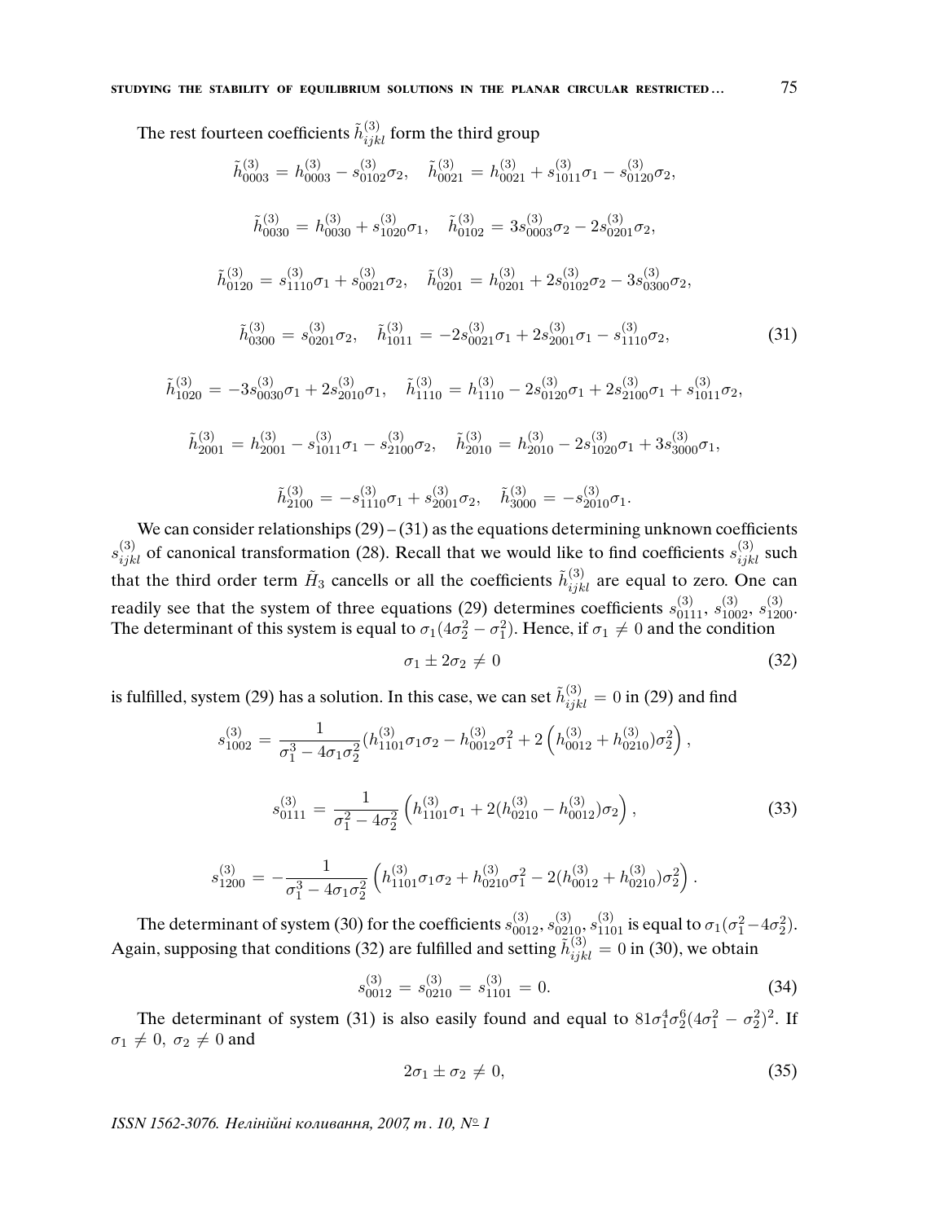The rest fourteen coefficients $\tilde{h}^{(3)}_{ijkl}$ form the third group

$$
\begin{gathered}
\tilde{h}^{(3)}_{0003} = h^{(3)}_{0003} - s^{(3)}_{0102}\sigma_2, \quad \tilde{h}^{(3)}_{0021} = h^{(3)}_{0021} + s^{(3)}_{1011}\sigma_1 - s^{(3)}_{0120}\sigma_2, \\
\tilde{h}^{(3)}_{0030} = h^{(3)}_{0030} + s^{(3)}_{1020}\sigma_1, \quad \tilde{h}^{(3)}_{0102} = 3s^{(3)}_{0003}\sigma_2 - 2s^{(3)}_{0201}\sigma_2, \\
\tilde{h}^{(3)}_{0120} = s^{(3)}_{1110}\sigma_1 + s^{(3)}_{0021}\sigma_2, \quad \tilde{h}^{(3)}_{0201} = h^{(3)}_{0201} + 2s^{(3)}_{0102}\sigma_2 - 3s^{(3)}_{0300}\sigma_2, \\
\tilde{h}^{(3)}_{0300} = s^{(3)}_{0201}\sigma_2, \quad \tilde{h}^{(3)}_{1011} = -2s^{(3)}_{0021}\sigma_1 + 2s^{(3)}_{2001}\sigma_1 - s^{(3)}_{1110}\sigma_2, \\
\tilde{h}^{(3)}_{1020} = -3s^{(3)}_{0030}\sigma_1 + 2s^{(3)}_{2010}\sigma_1, \quad \tilde{h}^{(3)}_{1110} = h^{(3)}_{1110} - 2s^{(3)}_{0120}\sigma_1 + 2s^{(3)}_{2100}\sigma_1 + s^{(3)}_{1011}\sigma_2, \\
\tilde{h}^{(3)}_{2001} = h^{(3)}_{2001} - s^{(3)}_{1011}\sigma_1 - s^{(3)}_{2100}\sigma_2, \quad \tilde{h}^{(3)}_{2010} = h^{(3)}_{2010} - 2s^{(3)}_{1020}\sigma_1 + 3s^{(3)}_{3000}\sigma_1, \\
\tilde{h}^{(3)}_{2100} = -s^{(3)}_{1110}\sigma_1 + s^{(3)}_{2001}\sigma_2, \quad \tilde{h}^{(3)}_{3000} = -s^{(3)}_{2010}\sigma_1.
\end{gathered}
\tag{31}
$$

We can consider relationships (29) – (31) as the equations determining unknown coefficients $s^{(3)}_{ijkl}$ of canonical transformation (28). Recall that we would like to find coefficients $s^{(3)}_{ijkl}$ such that the third order term $\tilde{H}_3$ cancells or all the coefficients $\tilde{h}^{(3)}_{ijkl}$ are equal to zero. One can readily see that the system of three equations (29) determines coefficients $s^{(3)}_{0111}$, $s^{(3)}_{1002}$, $s^{(3)}_{1200}$. The determinant of this system is equal to $\sigma_1(4\sigma_2^2 - \sigma_1^2)$. Hence, if $\sigma_1 \neq 0$ and the condition

$$
\sigma_1 \pm 2\sigma_2 \neq 0 \tag{32}
$$

is fulfilled, system (29) has a solution. In this case, we can set $\tilde{h}^{(3)}_{ijkl} = 0$ in (29) and find

$$
\begin{gathered}
s^{(3)}_{1002} = \frac{1}{\sigma_1^3 - 4\sigma_1\sigma_2^2}(h^{(3)}_{1101}\sigma_1\sigma_2 - h^{(3)}_{0012}\sigma_1^2 + 2\left(h^{(3)}_{0012} + h^{(3)}_{0210})\sigma_2^2\right), \\
s^{(3)}_{0111} = \frac{1}{\sigma_1^2 - 4\sigma_2^2}\left(h^{(3)}_{1101}\sigma_1 + 2(h^{(3)}_{0210} - h^{(3)}_{0012})\sigma_2\right), \\
s^{(3)}_{1200} = -\frac{1}{\sigma_1^3 - 4\sigma_1\sigma_2^2}\left(h^{(3)}_{1101}\sigma_1\sigma_2 + h^{(3)}_{0210}\sigma_1^2 - 2(h^{(3)}_{0012} + h^{(3)}_{0210})\sigma_2^2\right).
\end{gathered}
\tag{33}
$$

The determinant of system (30) for the coefficients $s^{(3)}_{0012}, s^{(3)}_{0210}, s^{(3)}_{1101}$ is equal to $\sigma_1(\sigma_1^2 - 4\sigma_2^2)$. Again, supposing that conditions (32) are fulfilled and setting $\tilde{h}^{(3)}_{ijkl} = 0$ in (30), we obtain

$$
s^{(3)}_{0012} = s^{(3)}_{0210} = s^{(3)}_{1101} = 0. \tag{34}
$$

The determinant of system (31) is also easily found and equal to $81\sigma_1^4\sigma_2^6(4\sigma_1^2 - \sigma_2^2)^2$. If $\sigma_1 \neq 0,\ \sigma_2 \neq 0$ and

$$
2\sigma_1 \pm \sigma_2 \neq 0, \tag{35}
$$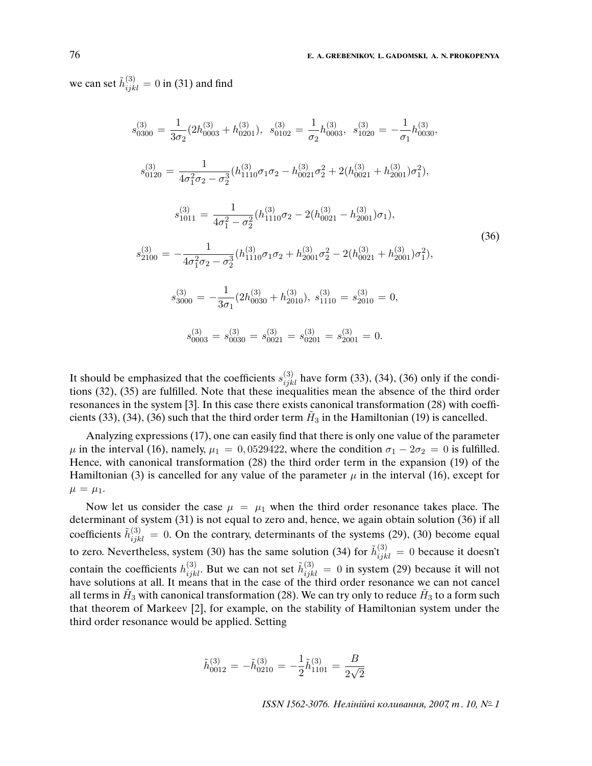we can set $\tilde{h}^{(3)}_{ijkl} = 0$ in (31) and find

$$
\begin{gathered}
s^{(3)}_{0300} = \frac{1}{3\sigma_2}(2h^{(3)}_{0003} + h^{(3)}_{0201}), \;\; s^{(3)}_{0102} = \frac{1}{\sigma_2}h^{(3)}_{0003}, \;\; s^{(3)}_{1020} = -\frac{1}{\sigma_1}h^{(3)}_{0030}, \\
s^{(3)}_{0120} = \frac{1}{4\sigma_1^2\sigma_2 - \sigma_2^3}(h^{(3)}_{1110}\sigma_1\sigma_2 - h^{(3)}_{0021}\sigma_2^2 + 2(h^{(3)}_{0021} + h^{(3)}_{2001})\sigma_1^2), \\
s^{(3)}_{1011} = \frac{1}{4\sigma_1^2 - \sigma_2^2}(h^{(3)}_{1110}\sigma_2 - 2(h^{(3)}_{0021} - h^{(3)}_{2001})\sigma_1), \\
s^{(3)}_{2100} = -\frac{1}{4\sigma_1^2\sigma_2 - \sigma_2^3}(h^{(3)}_{1110}\sigma_1\sigma_2 + h^{(3)}_{2001}\sigma_2^2 - 2(h^{(3)}_{0021} + h^{(3)}_{2001})\sigma_1^2), \\
s^{(3)}_{3000} = -\frac{1}{3\sigma_1}(2h^{(3)}_{0030} + h^{(3)}_{2010}), \; s^{(3)}_{1110} = s^{(3)}_{2010} = 0, \\
s^{(3)}_{0003} = s^{(3)}_{0030} = s^{(3)}_{0021} = s^{(3)}_{0201} = s^{(3)}_{2001} = 0.
\end{gathered}
\tag{36}
$$

It should be emphasized that the coefficients $s^{(3)}_{ijkl}$ have form (33), (34), (36) only if the conditions (32), (35) are fulfilled. Note that these inequalities mean the absence of the third order resonances in the system [3]. In this case there exists canonical transformation (28) with coefficients (33), (34), (36) such that the third order term $\tilde{H}_3$ in the Hamiltonian (19) is cancelled.

Analyzing expressions (17), one can easily find that there is only one value of the parameter $\mu$ in the interval (16), namely, $\mu_1 = 0,0529422$, where the condition $\sigma_1 - 2\sigma_2 = 0$ is fulfilled. Hence, with canonical transformation (28) the third order term in the expansion (19) of the Hamiltonian (3) is cancelled for any value of the parameter $\mu$ in the interval (16), except for $\mu = \mu_1$.

Now let us consider the case $\mu = \mu_1$ when the third order resonance takes place. The determinant of system (31) is not equal to zero and, hence, we again obtain solution (36) if all coefficients $\tilde{h}^{(3)}_{ijkl} = 0$. On the contrary, determinants of the systems (29), (30) become equal to zero. Nevertheless, system (30) has the same solution (34) for $\tilde{h}^{(3)}_{ijkl} = 0$ because it doesn't contain the coefficients $h^{(3)}_{ijkl}$. But we can not set $\tilde{h}^{(3)}_{ijkl} = 0$ in system (29) because it will not have solutions at all. It means that in the case of the third order resonance we can not cancel all terms in $\tilde{H}_3$ with canonical transformation (28). We can try only to reduce $\tilde{H}_3$ to a form such that theorem of Markeev [2], for example, on the stability of Hamiltonian system under the third order resonance would be applied. Setting

$$
\tilde{h}^{(3)}_{0012} = -\tilde{h}^{(3)}_{0210} = -\frac{1}{2}\tilde{h}^{(3)}_{1101} = \frac{B}{2\sqrt{2}}
$$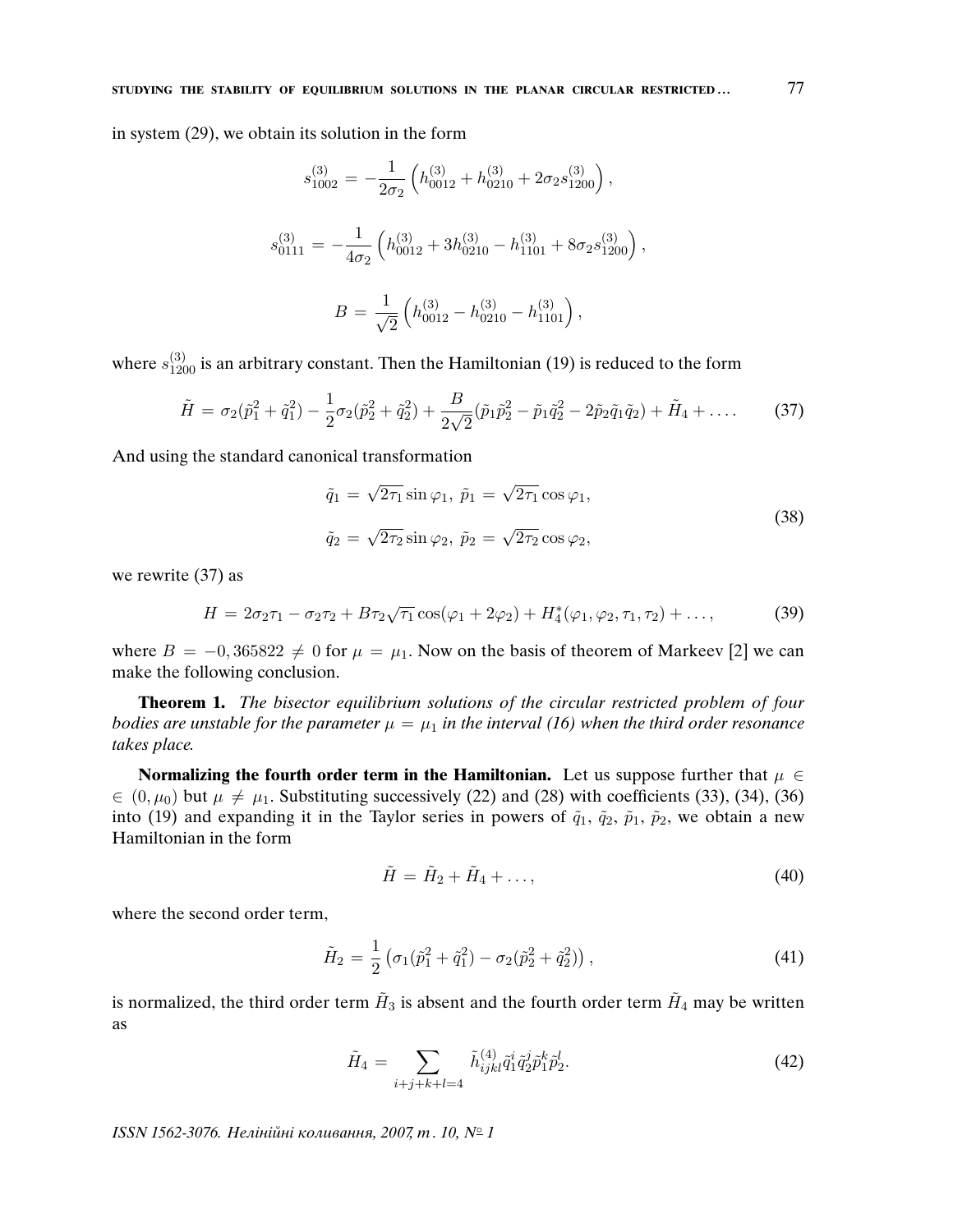in system (29), we obtain its solution in the form

$$s_{1002}^{(3)} = -\frac{1}{2\sigma_2}\left(h_{0012}^{(3)} + h_{0210}^{(3)} + 2\sigma_2 s_{1200}^{(3)}\right),$$

$$s_{0111}^{(3)} = -\frac{1}{4\sigma_2}\left(h_{0012}^{(3)} + 3h_{0210}^{(3)} - h_{1101}^{(3)} + 8\sigma_2 s_{1200}^{(3)}\right),$$

$$B = \frac{1}{\sqrt{2}}\left(h_{0012}^{(3)} - h_{0210}^{(3)} - h_{1101}^{(3)}\right),$$

where $s_{1200}^{(3)}$ is an arbitrary constant. Then the Hamiltonian (19) is reduced to the form

$$\tilde{H} = \sigma_2(\tilde{p}_1^2 + \tilde{q}_1^2) - \frac{1}{2}\sigma_2(\tilde{p}_2^2 + \tilde{q}_2^2) + \frac{B}{2\sqrt{2}}(\tilde{p}_1\tilde{p}_2^2 - \tilde{p}_1\tilde{q}_2^2 - 2\tilde{p}_2\tilde{q}_1\tilde{q}_2) + \tilde{H}_4 + \ldots. \tag{37}$$

And using the standard canonical transformation

$$\begin{aligned} \tilde{q}_1 &= \sqrt{2\tau_1}\sin\varphi_1,\ \tilde{p}_1 = \sqrt{2\tau_1}\cos\varphi_1, \\ \tilde{q}_2 &= \sqrt{2\tau_2}\sin\varphi_2,\ \tilde{p}_2 = \sqrt{2\tau_2}\cos\varphi_2, \end{aligned} \tag{38}$$

we rewrite (37) as

$$H = 2\sigma_2\tau_1 - \sigma_2\tau_2 + B\tau_2\sqrt{\tau_1}\cos(\varphi_1 + 2\varphi_2) + H_4^*(\varphi_1, \varphi_2, \tau_1, \tau_2) + \ldots, \tag{39}$$

where $B = -0,365822 \neq 0$ for $\mu = \mu_1$. Now on the basis of theorem of Markeev [2] we can make the following conclusion.

**Theorem 1.** *The bisector equilibrium solutions of the circular restricted problem of four bodies are unstable for the parameter $\mu = \mu_1$ in the interval (16) when the third order resonance takes place.*

**Normalizing the fourth order term in the Hamiltonian.** Let us suppose further that $\mu \in (0, \mu_0)$ but $\mu \neq \mu_1$. Substituting successively (22) and (28) with coefficients (33), (34), (36) into (19) and expanding it in the Taylor series in powers of $\tilde{q}_1$, $\tilde{q}_2$, $\tilde{p}_1$, $\tilde{p}_2$, we obtain a new Hamiltonian in the form

$$\tilde{H} = \tilde{H}_2 + \tilde{H}_4 + \ldots, \tag{40}$$

where the second order term,

$$\tilde{H}_2 = \frac{1}{2}\left(\sigma_1(\tilde{p}_1^2 + \tilde{q}_1^2) - \sigma_2(\tilde{p}_2^2 + \tilde{q}_2^2)\right), \tag{41}$$

is normalized, the third order term $\tilde{H}_3$ is absent and the fourth order term $\tilde{H}_4$ may be written as

$$\tilde{H}_4 = \sum_{i+j+k+l=4} \tilde{h}_{ijkl}^{(4)}\tilde{q}_1^i\tilde{q}_2^j\tilde{p}_1^k\tilde{p}_2^l. \tag{42}$$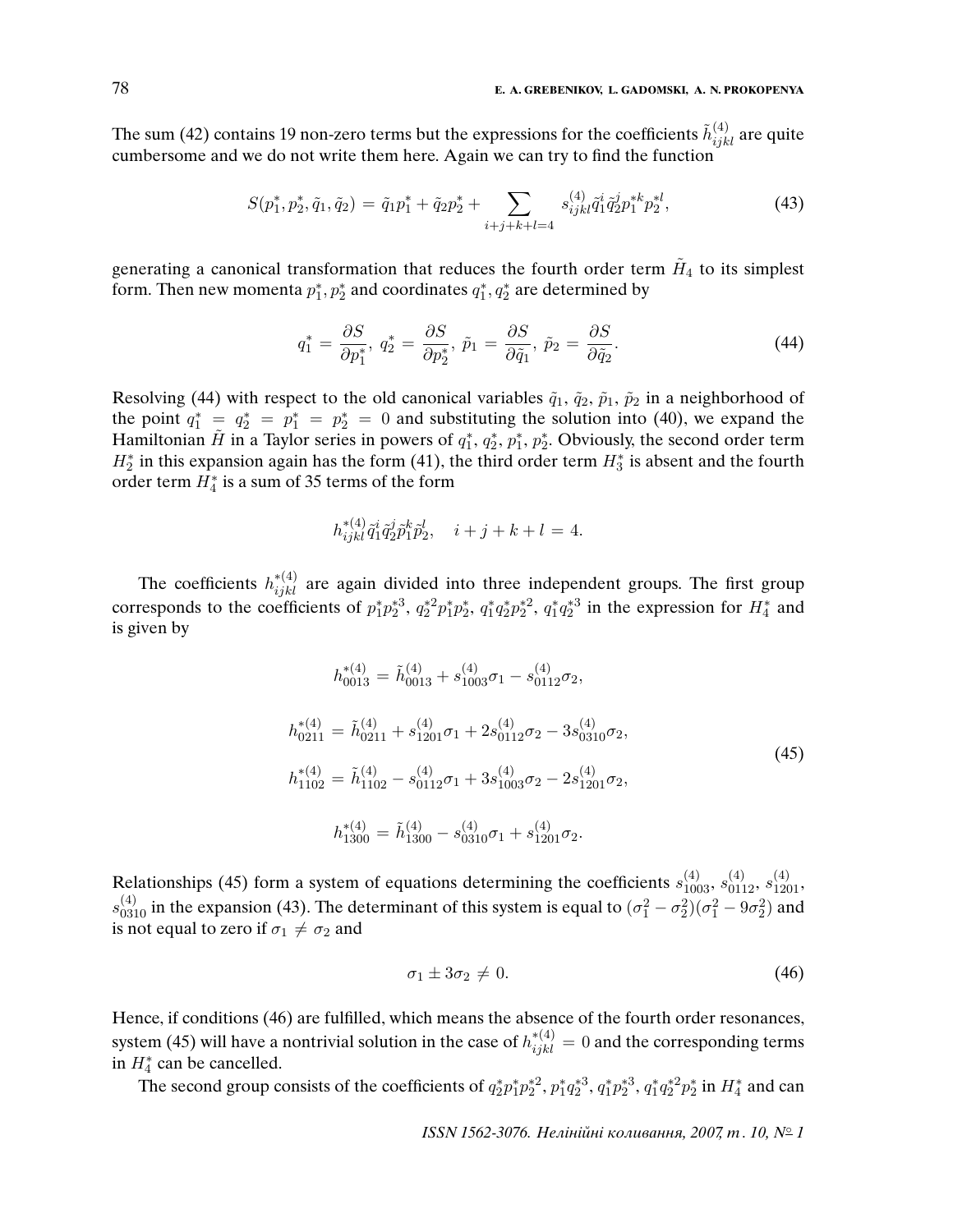The sum (42) contains 19 non-zero terms but the expressions for the coefficients $\tilde{h}^{(4)}_{ijkl}$ are quite cumbersome and we do not write them here. Again we can try to find the function

$$S(p_1^*, p_2^*, \tilde{q}_1, \tilde{q}_2) = \tilde{q}_1 p_1^* + \tilde{q}_2 p_2^* + \sum_{i+j+k+l=4} s^{(4)}_{ijkl} \tilde{q}_1^i \tilde{q}_2^j p_1^{*k} p_2^{*l}, \tag{43}$$

generating a canonical transformation that reduces the fourth order term $\tilde{H}_4$ to its simplest form. Then new momenta $p_1^*, p_2^*$ and coordinates $q_1^*, q_2^*$ are determined by

$$q_1^* = \frac{\partial S}{\partial p_1^*},\ q_2^* = \frac{\partial S}{\partial p_2^*},\ \tilde{p}_1 = \frac{\partial S}{\partial \tilde{q}_1},\ \tilde{p}_2 = \frac{\partial S}{\partial \tilde{q}_2}. \tag{44}$$

Resolving (44) with respect to the old canonical variables $\tilde{q}_1$, $\tilde{q}_2$, $\tilde{p}_1$, $\tilde{p}_2$ in a neighborhood of the point $q_1^* = q_2^* = p_1^* = p_2^* = 0$ and substituting the solution into (40), we expand the Hamiltonian $\tilde{H}$ in a Taylor series in powers of $q_1^*$, $q_2^*$, $p_1^*$, $p_2^*$. Obviously, the second order term $H_2^*$ in this expansion again has the form (41), the third order term $H_3^*$ is absent and the fourth order term $H_4^*$ is a sum of 35 terms of the form

$$h^{*(4)}_{ijkl} \tilde{q}_1^i \tilde{q}_2^j \tilde{p}_1^k \tilde{p}_2^l, \quad i+j+k+l = 4.$$

The coefficients $h^{*(4)}_{ijkl}$ are again divided into three independent groups. The first group corresponds to the coefficients of $p_1^* p_2^{*3}$, $q_2^{*2} p_1^* p_2^*$, $q_1^* q_2^* p_2^{*2}$, $q_1^* q_2^{*3}$ in the expression for $H_4^*$ and is given by

$$\begin{aligned}
h^{*(4)}_{0013} &= \tilde{h}^{(4)}_{0013} + s^{(4)}_{1003}\sigma_1 - s^{(4)}_{0112}\sigma_2, \\
h^{*(4)}_{0211} &= \tilde{h}^{(4)}_{0211} + s^{(4)}_{1201}\sigma_1 + 2s^{(4)}_{0112}\sigma_2 - 3s^{(4)}_{0310}\sigma_2, \\
h^{*(4)}_{1102} &= \tilde{h}^{(4)}_{1102} - s^{(4)}_{0112}\sigma_1 + 3s^{(4)}_{1003}\sigma_2 - 2s^{(4)}_{1201}\sigma_2, \\
h^{*(4)}_{1300} &= \tilde{h}^{(4)}_{1300} - s^{(4)}_{0310}\sigma_1 + s^{(4)}_{1201}\sigma_2.
\end{aligned} \tag{45}$$

Relationships (45) form a system of equations determining the coefficients $s^{(4)}_{1003}$, $s^{(4)}_{0112}$, $s^{(4)}_{1201}$, $s^{(4)}_{0310}$ in the expansion (43). The determinant of this system is equal to $(\sigma_1^2 - \sigma_2^2)(\sigma_1^2 - 9\sigma_2^2)$ and is not equal to zero if $\sigma_1 \neq \sigma_2$ and

$$\sigma_1 \pm 3\sigma_2 \neq 0. \tag{46}$$

Hence, if conditions (46) are fulfilled, which means the absence of the fourth order resonances, system (45) will have a nontrivial solution in the case of $h^{*(4)}_{ijkl} = 0$ and the corresponding terms in $H_4^*$ can be cancelled.

The second group consists of the coefficients of $q_2^* p_1^* p_2^{*2}$, $p_1^* q_2^{*3}$, $q_1^* p_2^{*3}$, $q_1^* q_2^{*2} p_2^*$ in $H_4^*$ and can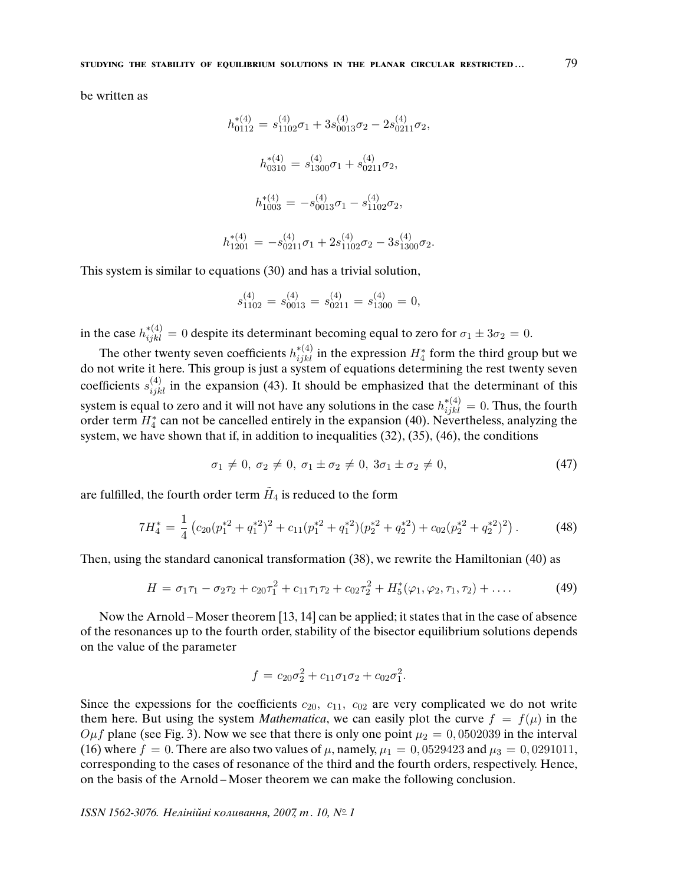be written as

$$h_{0112}^{*(4)} = s_{1102}^{(4)}\sigma_1 + 3s_{0013}^{(4)}\sigma_2 - 2s_{0211}^{(4)}\sigma_2,$$

$$h_{0310}^{*(4)} = s_{1300}^{(4)}\sigma_1 + s_{0211}^{(4)}\sigma_2,$$

$$h_{1003}^{*(4)} = -s_{0013}^{(4)}\sigma_1 - s_{1102}^{(4)}\sigma_2,$$

$$h_{1201}^{*(4)} = -s_{0211}^{(4)}\sigma_1 + 2s_{1102}^{(4)}\sigma_2 - 3s_{1300}^{(4)}\sigma_2.$$

This system is similar to equations (30) and has a trivial solution,

$$s_{1102}^{(4)} = s_{0013}^{(4)} = s_{0211}^{(4)} = s_{1300}^{(4)} = 0,$$

in the case $h_{ijkl}^{*(4)} = 0$ despite its determinant becoming equal to zero for $\sigma_1 \pm 3\sigma_2 = 0$.

The other twenty seven coefficients $h_{ijkl}^{*(4)}$ in the expression $H_4^*$ form the third group but we do not write it here. This group is just a system of equations determining the rest twenty seven coefficients $s_{ijkl}^{(4)}$ in the expansion (43). It should be emphasized that the determinant of this system is equal to zero and it will not have any solutions in the case $h_{ijkl}^{*(4)} = 0$. Thus, the fourth order term $H_4^*$ can not be cancelled entirely in the expansion (40). Nevertheless, analyzing the system, we have shown that if, in addition to inequalities (32), (35), (46), the conditions

$$\sigma_1 \neq 0,\ \sigma_2 \neq 0,\ \sigma_1 \pm \sigma_2 \neq 0,\ 3\sigma_1 \pm \sigma_2 \neq 0, \tag{47}$$

are fulfilled, the fourth order term $\tilde{H}_4$ is reduced to the form

$$7H_4^* = \frac{1}{4}\left(c_{20}(p_1^{*2} + q_1^{*2})^2 + c_{11}(p_1^{*2} + q_1^{*2})(p_2^{*2} + q_2^{*2}) + c_{02}(p_2^{*2} + q_2^{*2})^2\right). \tag{48}$$

Then, using the standard canonical transformation (38), we rewrite the Hamiltonian (40) as

$$H = \sigma_1\tau_1 - \sigma_2\tau_2 + c_{20}\tau_1^2 + c_{11}\tau_1\tau_2 + c_{02}\tau_2^2 + H_5^*(\varphi_1, \varphi_2, \tau_1, \tau_2) + \ldots. \tag{49}$$

Now the Arnold – Moser theorem [13, 14] can be applied; it states that in the case of absence of the resonances up to the fourth order, stability of the bisector equilibrium solutions depends on the value of the parameter

$$f = c_{20}\sigma_2^2 + c_{11}\sigma_1\sigma_2 + c_{02}\sigma_1^2.$$

Since the expessions for the coefficients $c_{20},\ c_{11},\ c_{02}$ are very complicated we do not write them here. But using the system *Mathematica*, we can easily plot the curve $f = f(\mu)$ in the $O\mu f$ plane (see Fig. 3). Now we see that there is only one point $\mu_2 = 0,0502039$ in the interval (16) where $f = 0$. There are also two values of $\mu$, namely, $\mu_1 = 0,0529423$ and $\mu_3 = 0,0291011$, corresponding to the cases of resonance of the third and the fourth orders, respectively. Hence, on the basis of the Arnold – Moser theorem we can make the following conclusion.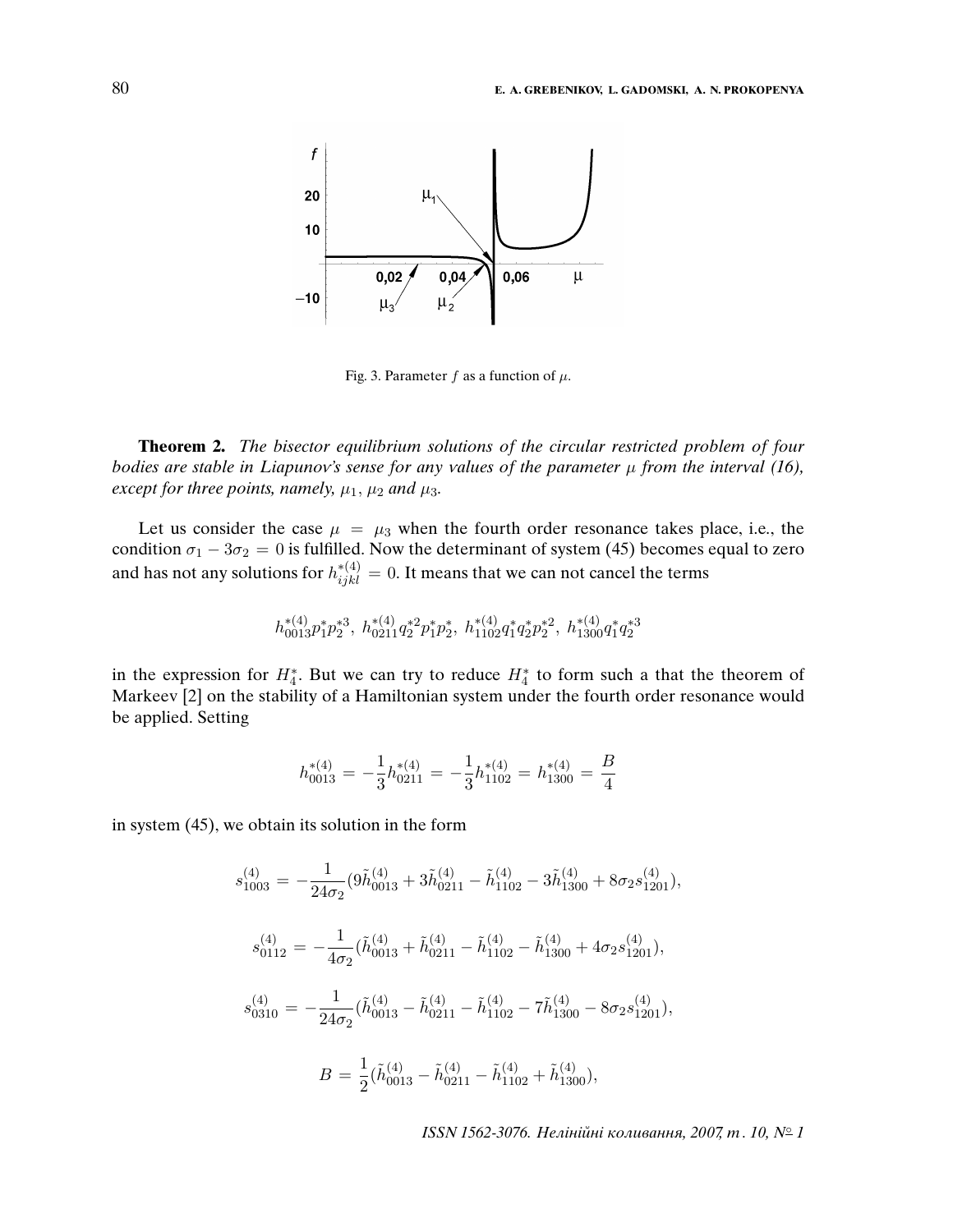Fig. 3. Parameter $f$ as a function of $\mu$.

**Theorem 2.** *The bisector equilibrium solutions of the circular restricted problem of four bodies are stable in Liapunov's sense for any values of the parameter $\mu$ from the interval (16), except for three points, namely, $\mu_1$, $\mu_2$ and $\mu_3$.*

Let us consider the case $\mu = \mu_3$ when the fourth order resonance takes place, i.e., the condition $\sigma_1 - 3\sigma_2 = 0$ is fulfilled. Now the determinant of system (45) becomes equal to zero and has not any solutions for $h^{*(4)}_{ijkl} = 0$. It means that we can not cancel the terms

$$h^{*(4)}_{0013} p_1^* p_2^{*3},\ h^{*(4)}_{0211} q_2^{*2} p_1^* p_2^*,\ h^{*(4)}_{1102} q_1^* q_2^* p_2^{*2},\ h^{*(4)}_{1300} q_1^* q_2^{*3}$$

in the expression for $H_4^*$. But we can try to reduce $H_4^*$ to form such a that the theorem of Markeev [2] on the stability of a Hamiltonian system under the fourth order resonance would be applied. Setting

$$h^{*(4)}_{0013} = -\frac{1}{3} h^{*(4)}_{0211} = -\frac{1}{3} h^{*(4)}_{1102} = h^{*(4)}_{1300} = \frac{B}{4}$$

in system (45), we obtain its solution in the form

$$s^{(4)}_{1003} = -\frac{1}{24\sigma_2}(9\tilde{h}^{(4)}_{0013} + 3\tilde{h}^{(4)}_{0211} - \tilde{h}^{(4)}_{1102} - 3\tilde{h}^{(4)}_{1300} + 8\sigma_2 s^{(4)}_{1201}),$$

$$s^{(4)}_{0112} = -\frac{1}{4\sigma_2}(\tilde{h}^{(4)}_{0013} + \tilde{h}^{(4)}_{0211} - \tilde{h}^{(4)}_{1102} - \tilde{h}^{(4)}_{1300} + 4\sigma_2 s^{(4)}_{1201}),$$

$$s^{(4)}_{0310} = -\frac{1}{24\sigma_2}(\tilde{h}^{(4)}_{0013} - \tilde{h}^{(4)}_{0211} - \tilde{h}^{(4)}_{1102} - 7\tilde{h}^{(4)}_{1300} - 8\sigma_2 s^{(4)}_{1201}),$$

$$B = \frac{1}{2}(\tilde{h}^{(4)}_{0013} - \tilde{h}^{(4)}_{0211} - \tilde{h}^{(4)}_{1102} + \tilde{h}^{(4)}_{1300}),$$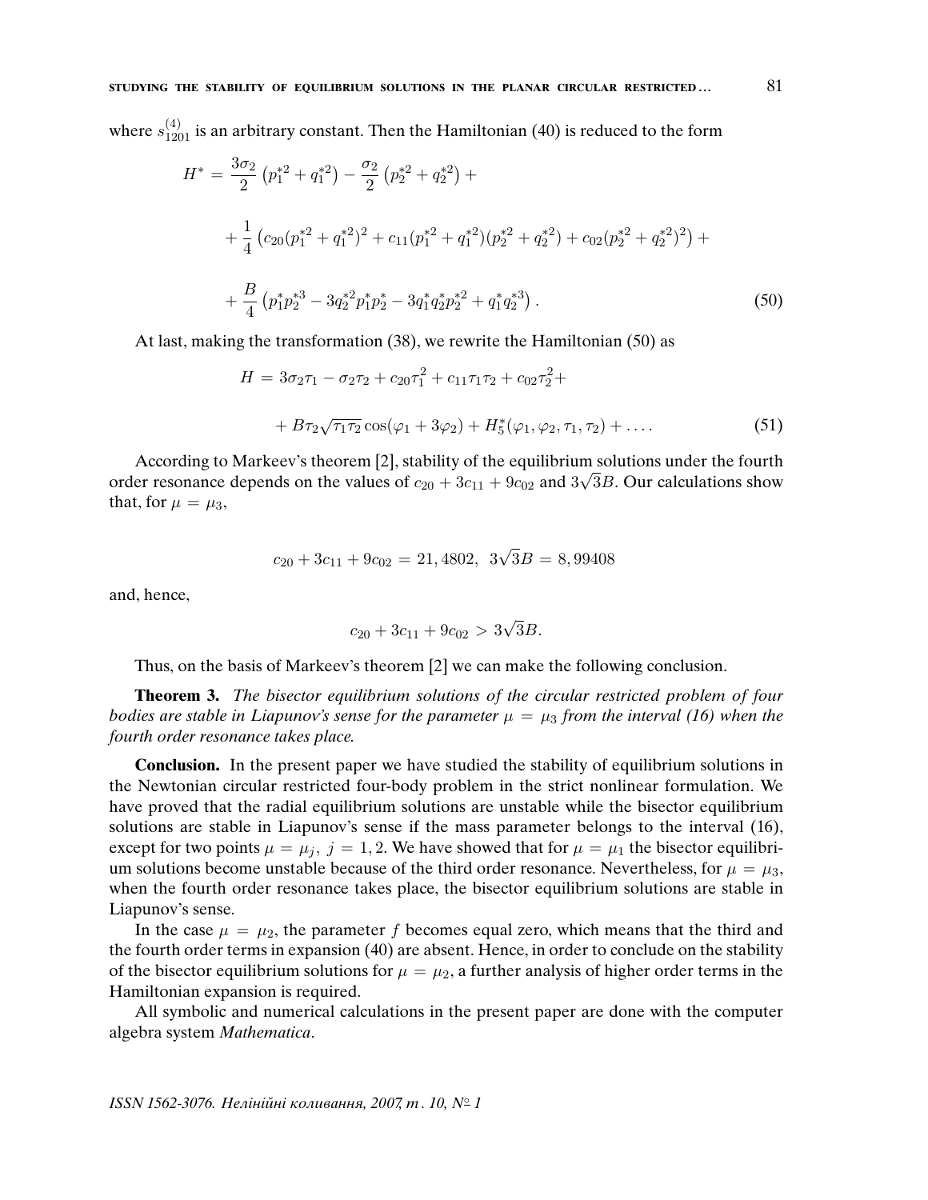where $s^{(4)}_{1201}$ is an arbitrary constant. Then the Hamiltonian (40) is reduced to the form

$$H^* = \frac{3\sigma_2}{2}\left(p_1^{*2} + q_1^{*2}\right) - \frac{\sigma_2}{2}\left(p_2^{*2} + q_2^{*2}\right) +$$

$$+ \frac{1}{4}\left(c_{20}(p_1^{*2} + q_1^{*2})^2 + c_{11}(p_1^{*2} + q_1^{*2})(p_2^{*2} + q_2^{*2}) + c_{02}(p_2^{*2} + q_2^{*2})^2\right) +$$

$$+ \frac{B}{4}\left(p_1^* p_2^{*3} - 3q_2^{*2} p_1^* p_2^* - 3q_1^* q_2^* p_2^{*2} + q_1^* q_2^{*3}\right). \tag{50}$$

At last, making the transformation (38), we rewrite the Hamiltonian (50) as

$$H = 3\sigma_2\tau_1 - \sigma_2\tau_2 + c_{20}\tau_1^2 + c_{11}\tau_1\tau_2 + c_{02}\tau_2^2 +$$

$$+ B\tau_2\sqrt{\tau_1\tau_2}\cos(\varphi_1 + 3\varphi_2) + H_5^*(\varphi_1, \varphi_2, \tau_1, \tau_2) + \ldots. \tag{51}$$

According to Markeev's theorem [2], stability of the equilibrium solutions under the fourth order resonance depends on the values of $c_{20} + 3c_{11} + 9c_{02}$ and $3\sqrt{3}B$. Our calculations show that, for $\mu = \mu_3$,

$$c_{20} + 3c_{11} + 9c_{02} = 21,4802, \;\; 3\sqrt{3}B = 8,99408$$

and, hence,

$$c_{20} + 3c_{11} + 9c_{02} > 3\sqrt{3}B.$$

Thus, on the basis of Markeev's theorem [2] we can make the following conclusion.

**Theorem 3.** *The bisector equilibrium solutions of the circular restricted problem of four bodies are stable in Liapunov's sense for the parameter $\mu = \mu_3$ from the interval (16) when the fourth order resonance takes place.*

**Conclusion.** In the present paper we have studied the stability of equilibrium solutions in the Newtonian circular restricted four-body problem in the strict nonlinear formulation. We have proved that the radial equilibrium solutions are unstable while the bisector equilibrium solutions are stable in Liapunov's sense if the mass parameter belongs to the interval (16), except for two points $\mu = \mu_j, \; j = 1, 2$. We have showed that for $\mu = \mu_1$ the bisector equilibrium solutions become unstable because of the third order resonance. Nevertheless, for $\mu = \mu_3$, when the fourth order resonance takes place, the bisector equilibrium solutions are stable in Liapunov's sense.

In the case $\mu = \mu_2$, the parameter $f$ becomes equal zero, which means that the third and the fourth order terms in expansion (40) are absent. Hence, in order to conclude on the stability of the bisector equilibrium solutions for $\mu = \mu_2$, a further analysis of higher order terms in the Hamiltonian expansion is required.

All symbolic and numerical calculations in the present paper are done with the computer algebra system *Mathematica*.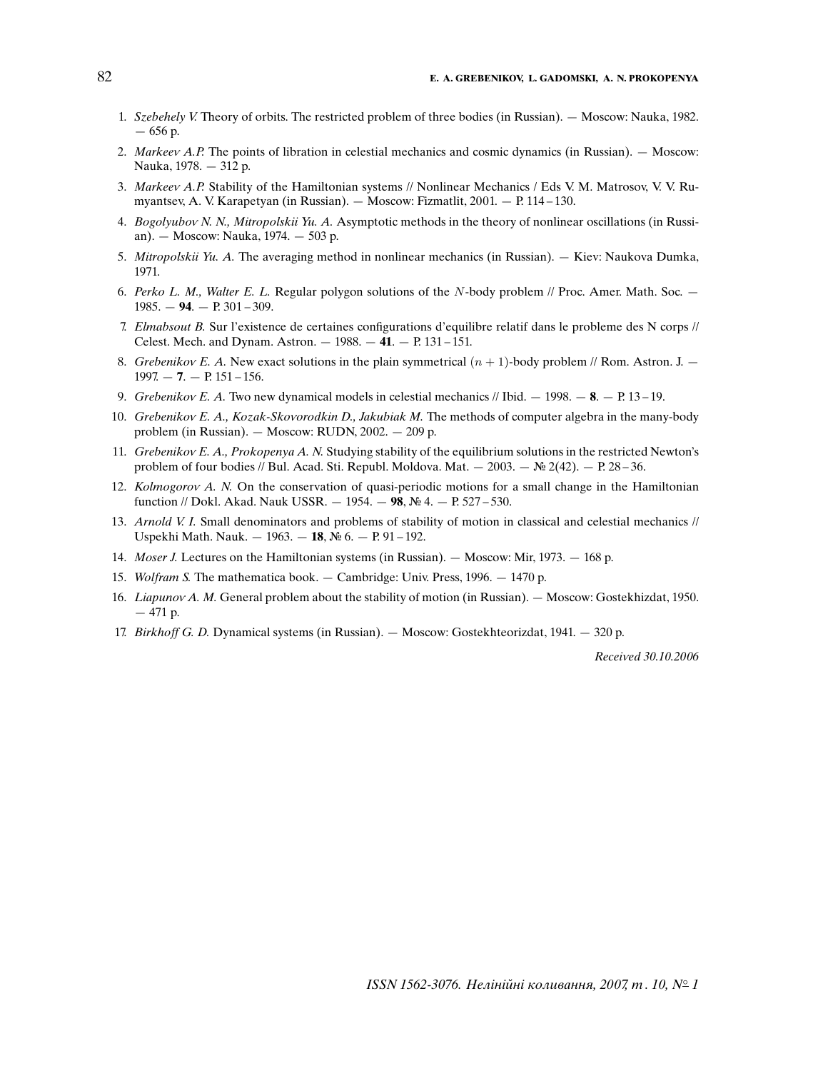1. *Szebehely V.* Theory of orbits. The restricted problem of three bodies (in Russian). — Moscow: Nauka, 1982. — 656 p.
2. *Markeev A.P.* The points of libration in celestial mechanics and cosmic dynamics (in Russian). — Moscow: Nauka, 1978. — 312 p.
3. *Markeev A.P.* Stability of the Hamiltonian systems // Nonlinear Mechanics / Eds V. M. Matrosov, V. V. Rumyantsev, A. V. Karapetyan (in Russian). — Moscow: Fizmatlit, 2001. — P. 114 – 130.
4. *Bogolyubov N. N., Mitropolskii Yu. A.* Asymptotic methods in the theory of nonlinear oscillations (in Russian). — Moscow: Nauka, 1974. — 503 p.
5. *Mitropolskii Yu. A.* The averaging method in nonlinear mechanics (in Russian). — Kiev: Naukova Dumka, 1971.
6. *Perko L. M., Walter E. L.* Regular polygon solutions of the $N$-body problem // Proc. Amer. Math. Soc. — 1985. — **94**. — P. 301 – 309.
7. *Elmabsout B.* Sur l'existence de certaines configurations d'equilibre relatif dans le probleme des N corps // Celest. Mech. and Dynam. Astron. — 1988. — **41**. — P. 131 – 151.
8. *Grebenikov E. A.* New exact solutions in the plain symmetrical $(n + 1)$-body problem // Rom. Astron. J. — 1997. — **7**. — P. 151 – 156.
9. *Grebenikov E. A.* Two new dynamical models in celestial mechanics // Ibid. — 1998. — **8**. — P. 13 – 19.
10. *Grebenikov E. A., Kozak-Skovorodkin D., Jakubiak M.* The methods of computer algebra in the many-body problem (in Russian). — Moscow: RUDN, 2002. — 209 p.
11. *Grebenikov E. A., Prokopenya A. N.* Studying stability of the equilibrium solutions in the restricted Newton's problem of four bodies // Bul. Acad. Sti. Republ. Moldova. Mat. — 2003. — № 2(42). — P. 28 – 36.
12. *Kolmogorov A. N.* On the conservation of quasi-periodic motions for a small change in the Hamiltonian function // Dokl. Akad. Nauk USSR. — 1954. — **98**, № 4. — P. 527 – 530.
13. *Arnold V. I.* Small denominators and problems of stability of motion in classical and celestial mechanics // Uspekhi Math. Nauk. — 1963. — **18**, № 6. — P. 91 – 192.
14. *Moser J.* Lectures on the Hamiltonian systems (in Russian). — Moscow: Mir, 1973. — 168 p.
15. *Wolfram S.* The mathematica book. — Cambridge: Univ. Press, 1996. — 1470 p.
16. *Liapunov A. M.* General problem about the stability of motion (in Russian). — Moscow: Gostekhizdat, 1950. — 471 p.
17. *Birkhoff G. D.* Dynamical systems (in Russian). — Moscow: Gostekhteorizdat, 1941. — 320 p.

*Received 30.10.2006*